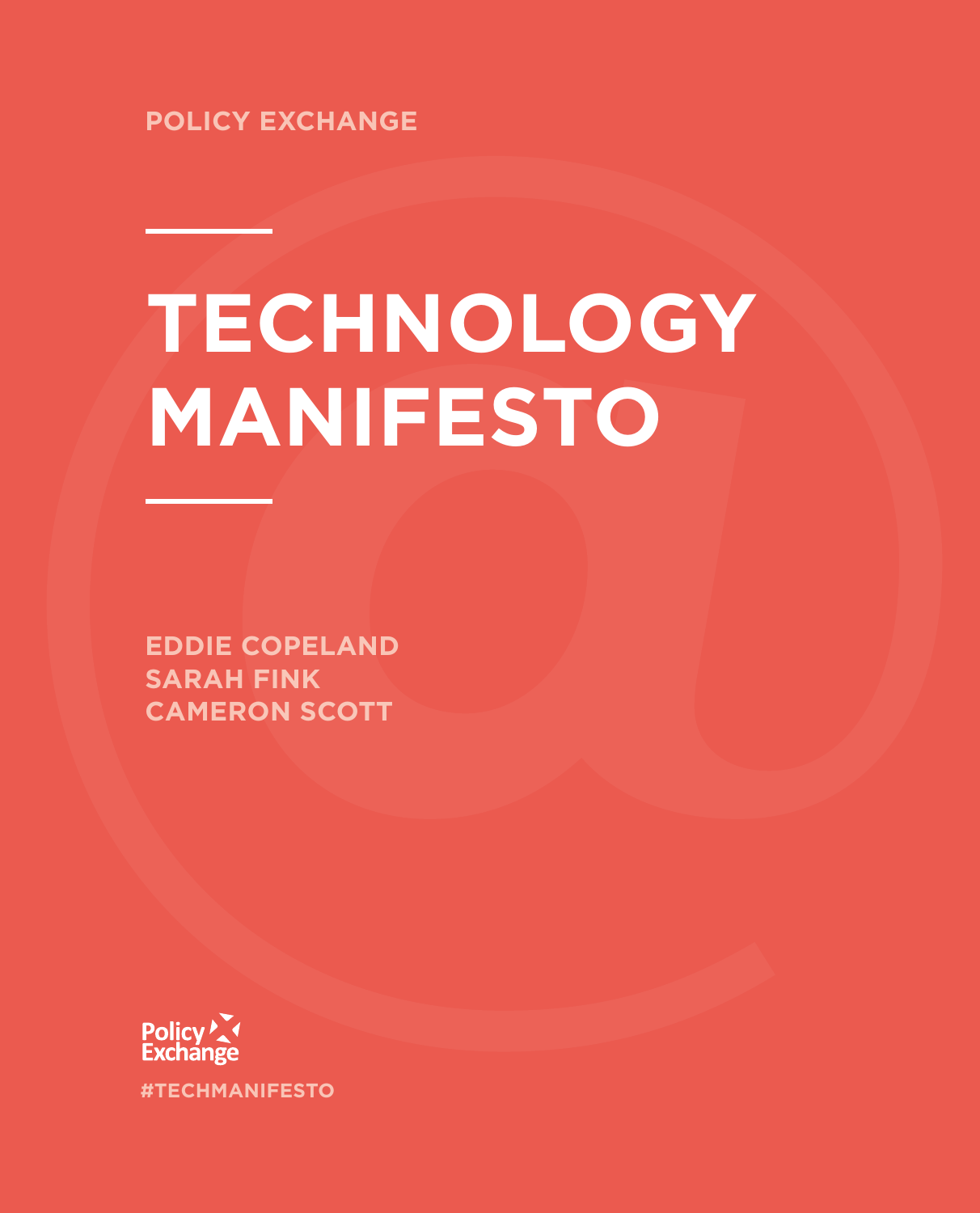POLICY EXCHANGE

# TECHNOLOGY MANIFESTO

EDDIE COPELAND
SARAH FINK
CAMERON SCOTT

Policy Exchange

#TECHMANIFESTO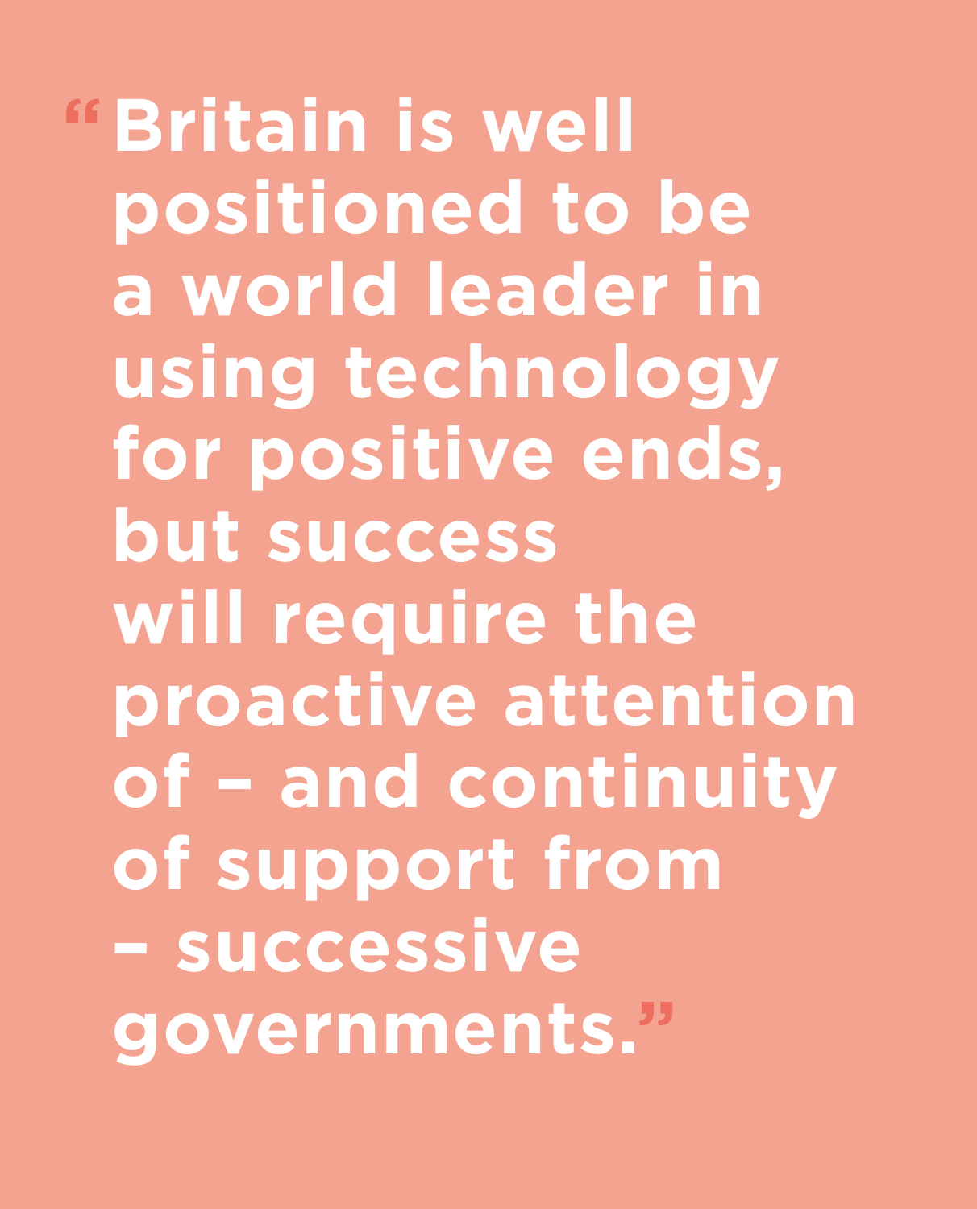**“Britain is well positioned to be a world leader in using technology for positive ends, but success will require the proactive attention of – and continuity of support from – successive governments.”**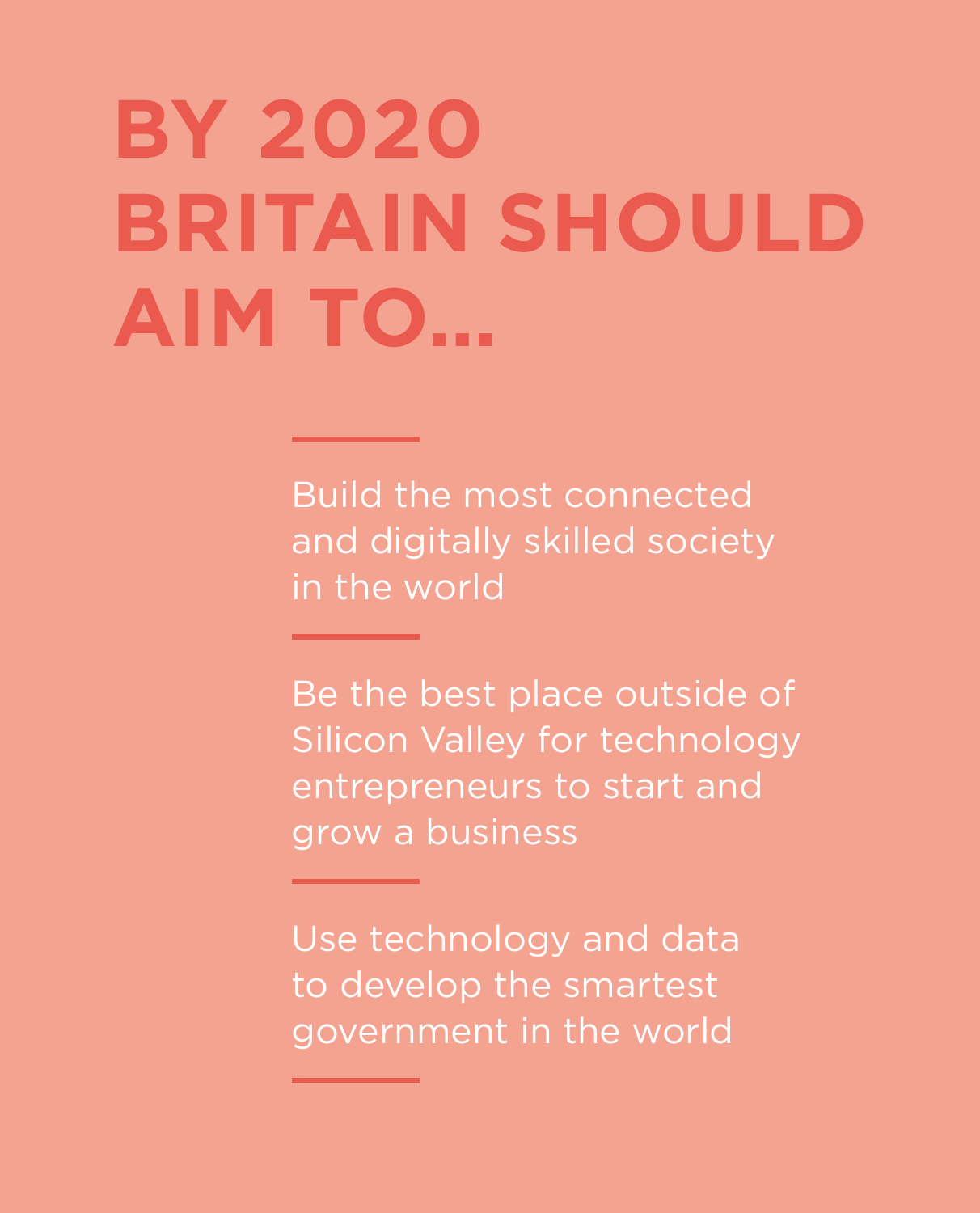# BY 2020 BRITAIN SHOULD AIM TO...

---

Build the most connected and digitally skilled society in the world

---

Be the best place outside of Silicon Valley for technology entrepreneurs to start and grow a business

---

Use technology and data to develop the smartest government in the world

---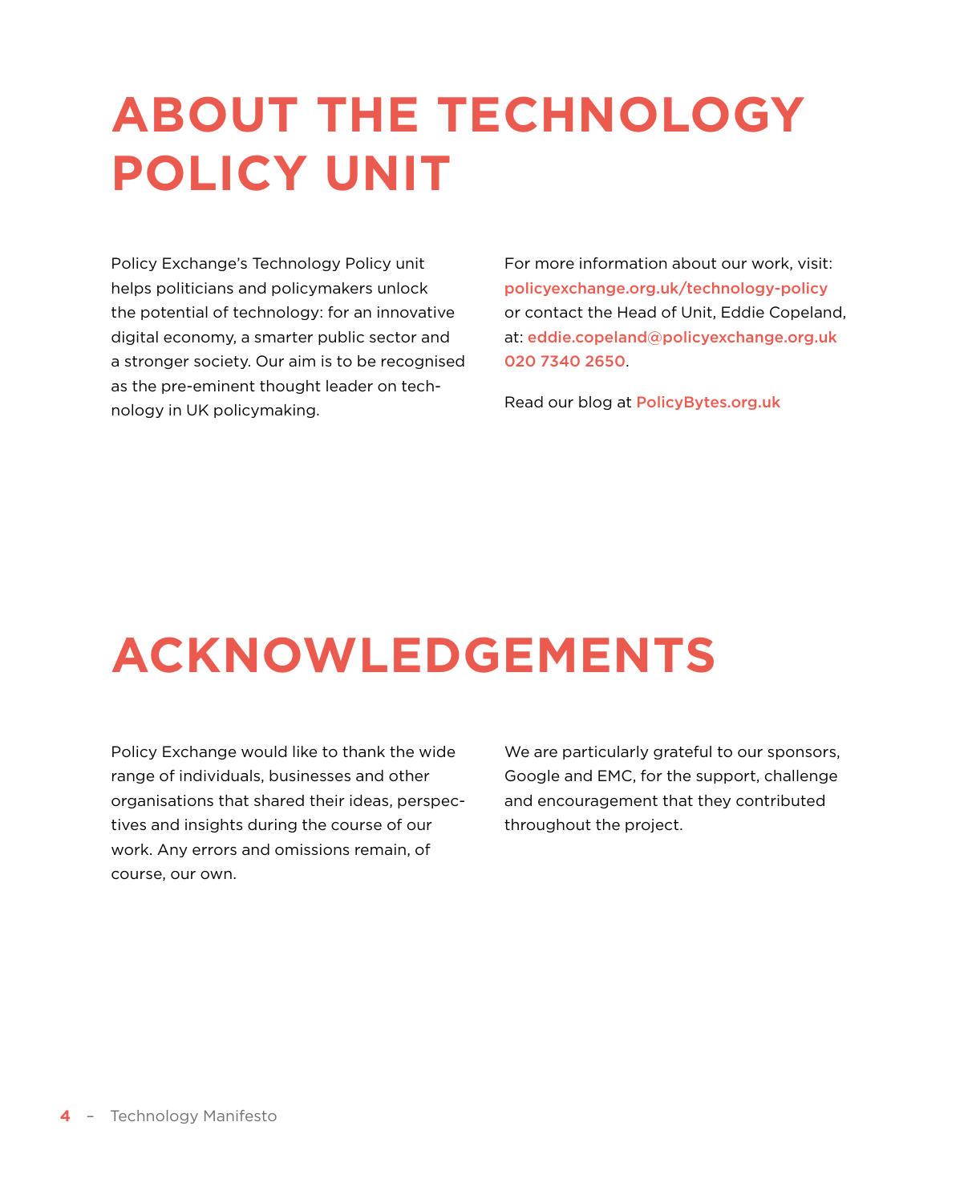# ABOUT THE TECHNOLOGY POLICY UNIT

Policy Exchange's Technology Policy unit helps politicians and policymakers unlock the potential of technology: for an innovative digital economy, a smarter public sector and a stronger society. Our aim is to be recognised as the pre-eminent thought leader on technology in UK policymaking.

For more information about our work, visit: **policyexchange.org.uk/technology-policy** or contact the Head of Unit, Eddie Copeland, at: **eddie.copeland@policyexchange.org.uk 020 7340 2650**.

Read our blog at **PolicyBytes.org.uk**

# ACKNOWLEDGEMENTS

Policy Exchange would like to thank the wide range of individuals, businesses and other organisations that shared their ideas, perspectives and insights during the course of our work. Any errors and omissions remain, of course, our own.

We are particularly grateful to our sponsors, Google and EMC, for the support, challenge and encouragement that they contributed throughout the project.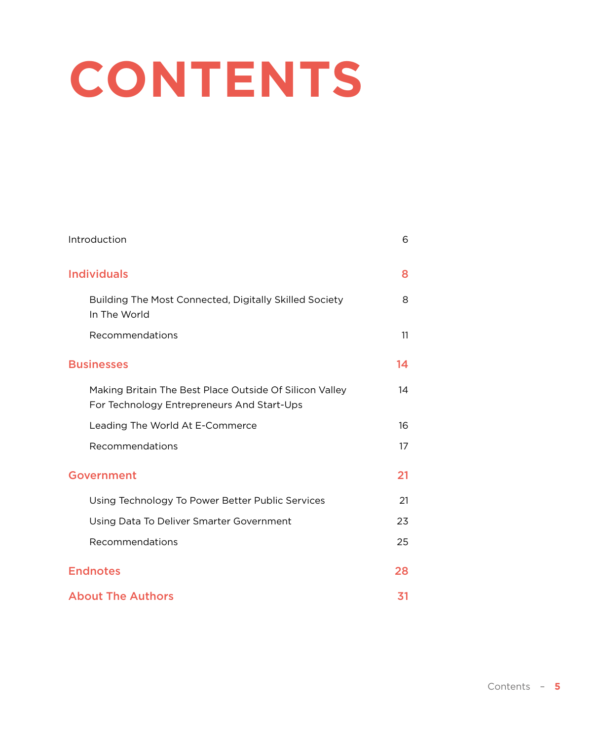# CONTENTS

Introduction 6

**Individuals 8**

- Building The Most Connected, Digitally Skilled Society In The World 8
- Recommendations 11

**Businesses 14**

- Making Britain The Best Place Outside Of Silicon Valley For Technology Entrepreneurs And Start-Ups 14
- Leading The World At E-Commerce 16
- Recommendations 17

**Government 21**

- Using Technology To Power Better Public Services 21
- Using Data To Deliver Smarter Government 23
- Recommendations 25

**Endnotes 28**

**About The Authors 31**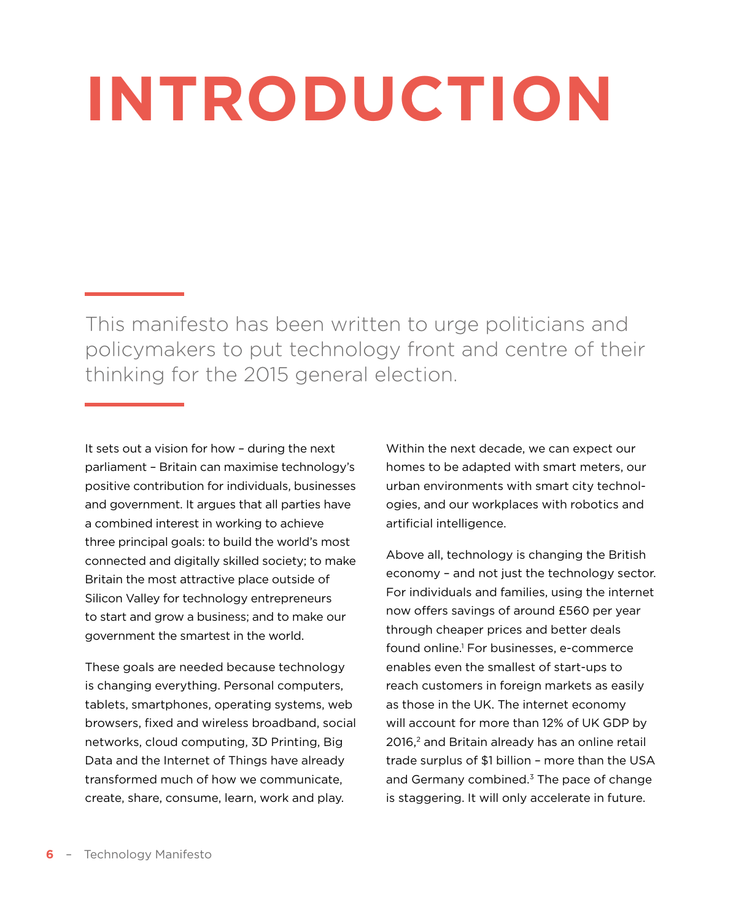# INTRODUCTION

This manifesto has been written to urge politicians and policymakers to put technology front and centre of their thinking for the 2015 general election.

It sets out a vision for how – during the next parliament – Britain can maximise technology's positive contribution for individuals, businesses and government. It argues that all parties have a combined interest in working to achieve three principal goals: to build the world's most connected and digitally skilled society; to make Britain the most attractive place outside of Silicon Valley for technology entrepreneurs to start and grow a business; and to make our government the smartest in the world.

These goals are needed because technology is changing everything. Personal computers, tablets, smartphones, operating systems, web browsers, fixed and wireless broadband, social networks, cloud computing, 3D Printing, Big Data and the Internet of Things have already transformed much of how we communicate, create, share, consume, learn, work and play.

Within the next decade, we can expect our homes to be adapted with smart meters, our urban environments with smart city technologies, and our workplaces with robotics and artificial intelligence.

Above all, technology is changing the British economy – and not just the technology sector. For individuals and families, using the internet now offers savings of around £560 per year through cheaper prices and better deals found online.[1] For businesses, e-commerce enables even the smallest of start-ups to reach customers in foreign markets as easily as those in the UK. The internet economy will account for more than 12% of UK GDP by 2016,[2] and Britain already has an online retail trade surplus of $1 billion – more than the USA and Germany combined.[3] The pace of change is staggering. It will only accelerate in future.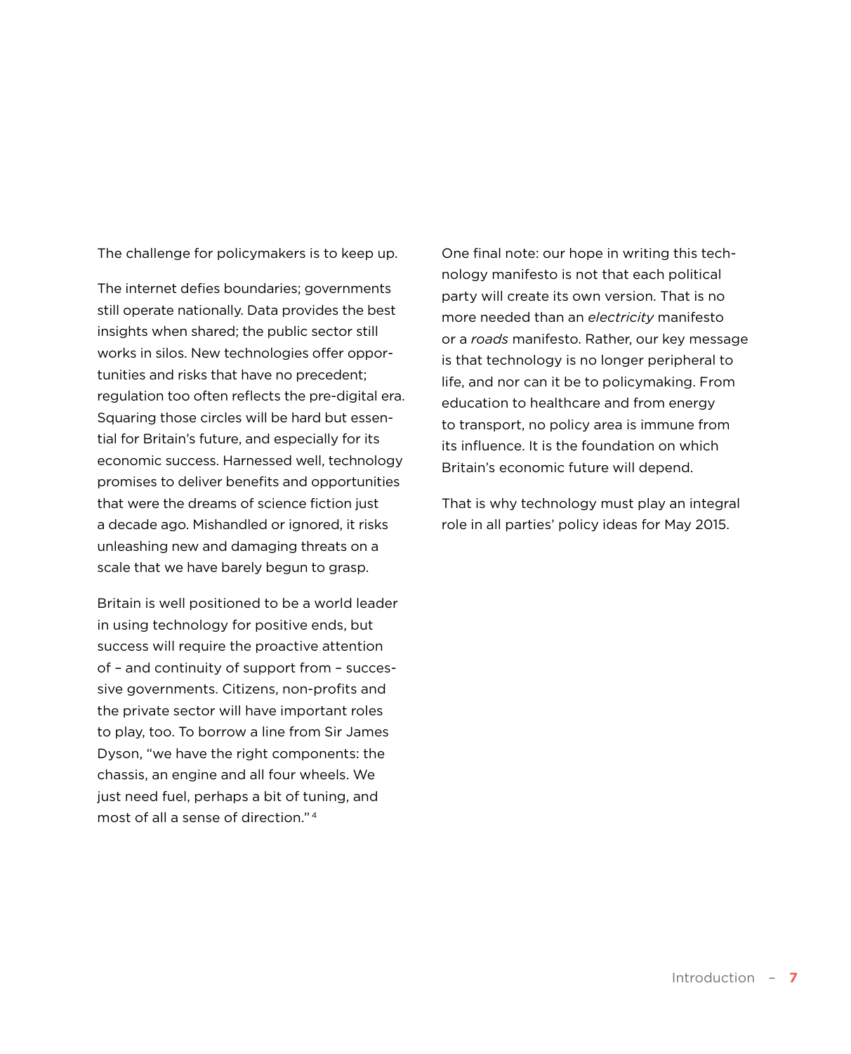The challenge for policymakers is to keep up.

The internet defies boundaries; governments still operate nationally. Data provides the best insights when shared; the public sector still works in silos. New technologies offer opportunities and risks that have no precedent; regulation too often reflects the pre-digital era. Squaring those circles will be hard but essential for Britain's future, and especially for its economic success. Harnessed well, technology promises to deliver benefits and opportunities that were the dreams of science fiction just a decade ago. Mishandled or ignored, it risks unleashing new and damaging threats on a scale that we have barely begun to grasp.

Britain is well positioned to be a world leader in using technology for positive ends, but success will require the proactive attention of – and continuity of support from – successive governments. Citizens, non-profits and the private sector will have important roles to play, too. To borrow a line from Sir James Dyson, "we have the right components: the chassis, an engine and all four wheels. We just need fuel, perhaps a bit of tuning, and most of all a sense of direction."[4]

One final note: our hope in writing this technology manifesto is not that each political party will create its own version. That is no more needed than an *electricity* manifesto or a *roads* manifesto. Rather, our key message is that technology is no longer peripheral to life, and nor can it be to policymaking. From education to healthcare and from energy to transport, no policy area is immune from its influence. It is the foundation on which Britain's economic future will depend.

That is why technology must play an integral role in all parties' policy ideas for May 2015.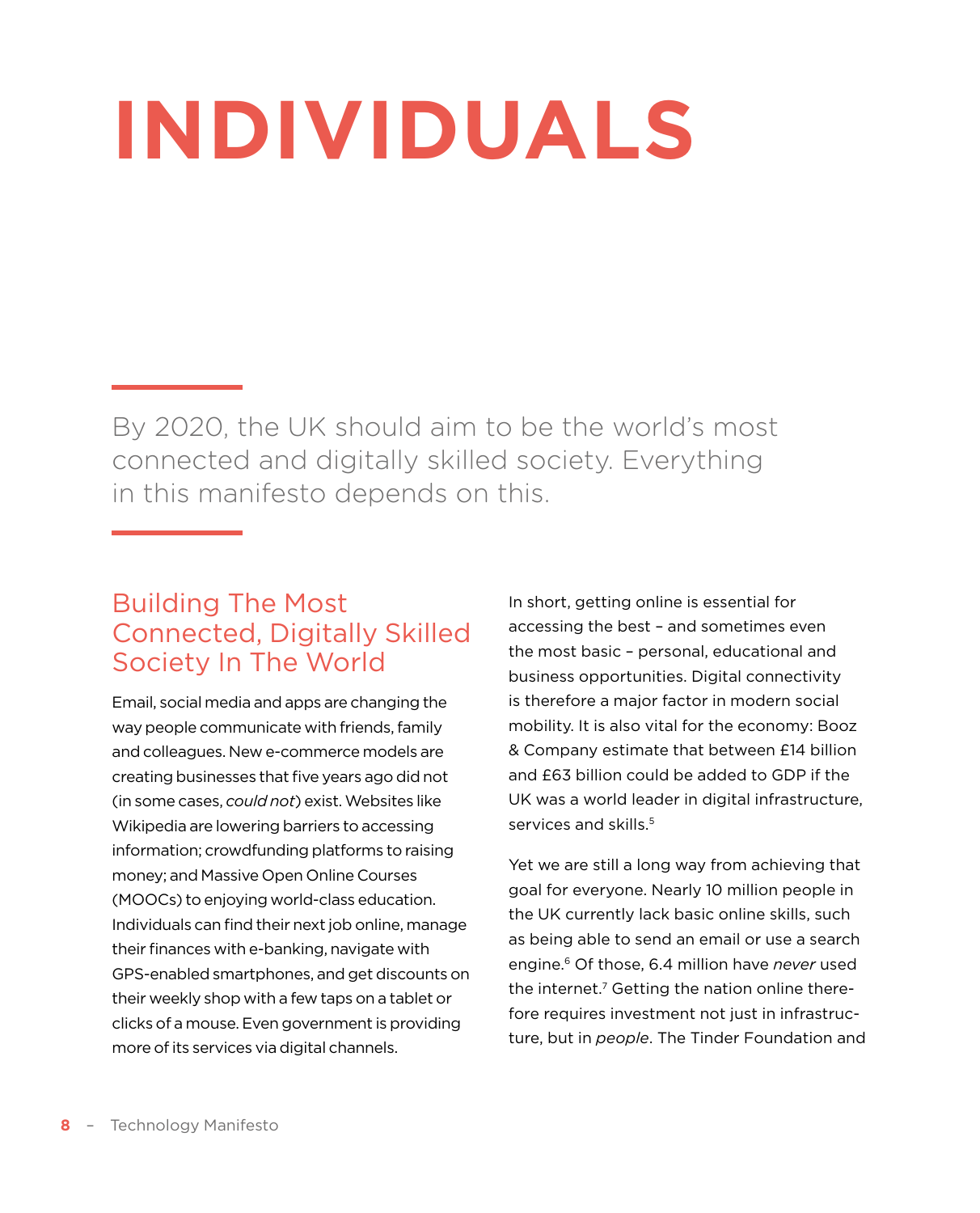# INDIVIDUALS

By 2020, the UK should aim to be the world's most connected and digitally skilled society. Everything in this manifesto depends on this.

## Building The Most Connected, Digitally Skilled Society In The World

Email, social media and apps are changing the way people communicate with friends, family and colleagues. New e-commerce models are creating businesses that five years ago did not (in some cases, *could not*) exist. Websites like Wikipedia are lowering barriers to accessing information; crowdfunding platforms to raising money; and Massive Open Online Courses (MOOCs) to enjoying world-class education. Individuals can find their next job online, manage their finances with e-banking, navigate with GPS-enabled smartphones, and get discounts on their weekly shop with a few taps on a tablet or clicks of a mouse. Even government is providing more of its services via digital channels.

In short, getting online is essential for accessing the best – and sometimes even the most basic – personal, educational and business opportunities. Digital connectivity is therefore a major factor in modern social mobility. It is also vital for the economy: Booz & Company estimate that between £14 billion and £63 billion could be added to GDP if the UK was a world leader in digital infrastructure, services and skills.[5]

Yet we are still a long way from achieving that goal for everyone. Nearly 10 million people in the UK currently lack basic online skills, such as being able to send an email or use a search engine.[6] Of those, 6.4 million have *never* used the internet.[7] Getting the nation online therefore requires investment not just in infrastructure, but in *people*. The Tinder Foundation and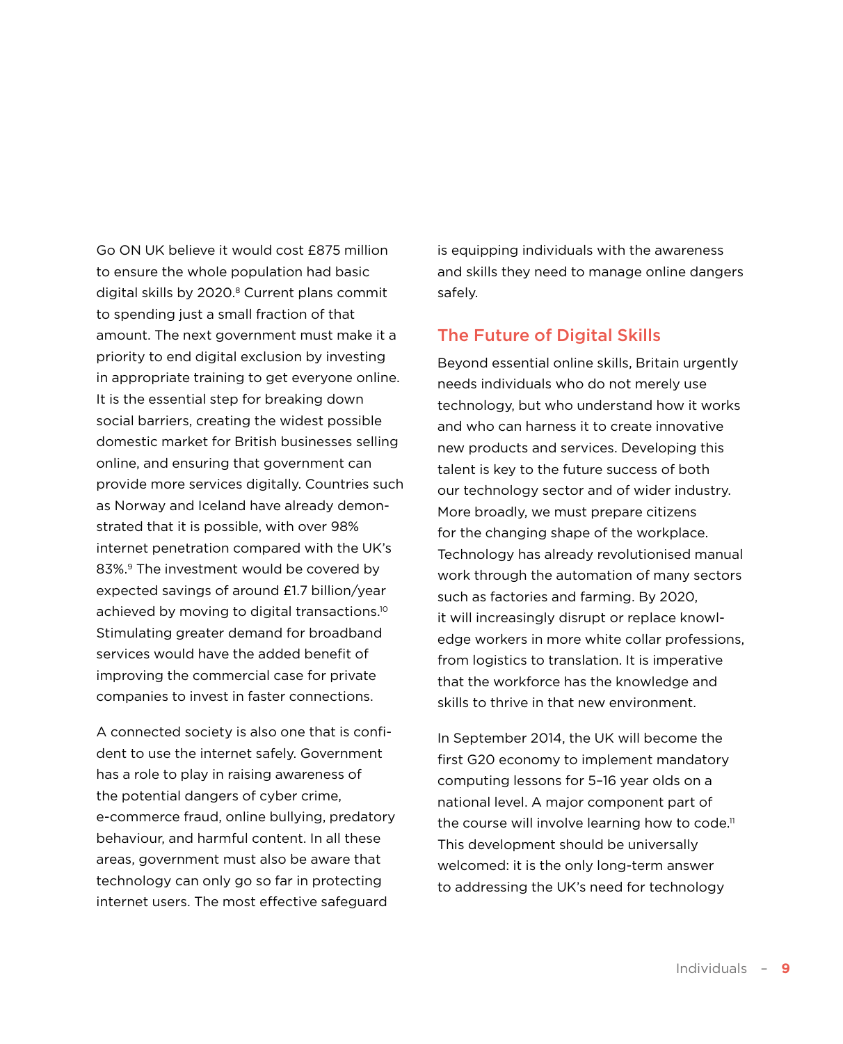Go ON UK believe it would cost £875 million to ensure the whole population had basic digital skills by 2020.[8] Current plans commit to spending just a small fraction of that amount. The next government must make it a priority to end digital exclusion by investing in appropriate training to get everyone online. It is the essential step for breaking down social barriers, creating the widest possible domestic market for British businesses selling online, and ensuring that government can provide more services digitally. Countries such as Norway and Iceland have already demonstrated that it is possible, with over 98% internet penetration compared with the UK's 83%.[9] The investment would be covered by expected savings of around £1.7 billion/year achieved by moving to digital transactions.[10] Stimulating greater demand for broadband services would have the added benefit of improving the commercial case for private companies to invest in faster connections.

A connected society is also one that is confident to use the internet safely. Government has a role to play in raising awareness of the potential dangers of cyber crime, e-commerce fraud, online bullying, predatory behaviour, and harmful content. In all these areas, government must also be aware that technology can only go so far in protecting internet users. The most effective safeguard is equipping individuals with the awareness and skills they need to manage online dangers safely.

## The Future of Digital Skills

Beyond essential online skills, Britain urgently needs individuals who do not merely use technology, but who understand how it works and who can harness it to create innovative new products and services. Developing this talent is key to the future success of both our technology sector and of wider industry. More broadly, we must prepare citizens for the changing shape of the workplace. Technology has already revolutionised manual work through the automation of many sectors such as factories and farming. By 2020, it will increasingly disrupt or replace knowledge workers in more white collar professions, from logistics to translation. It is imperative that the workforce has the knowledge and skills to thrive in that new environment.

In September 2014, the UK will become the first G20 economy to implement mandatory computing lessons for 5–16 year olds on a national level. A major component part of the course will involve learning how to code.[11] This development should be universally welcomed: it is the only long-term answer to addressing the UK's need for technology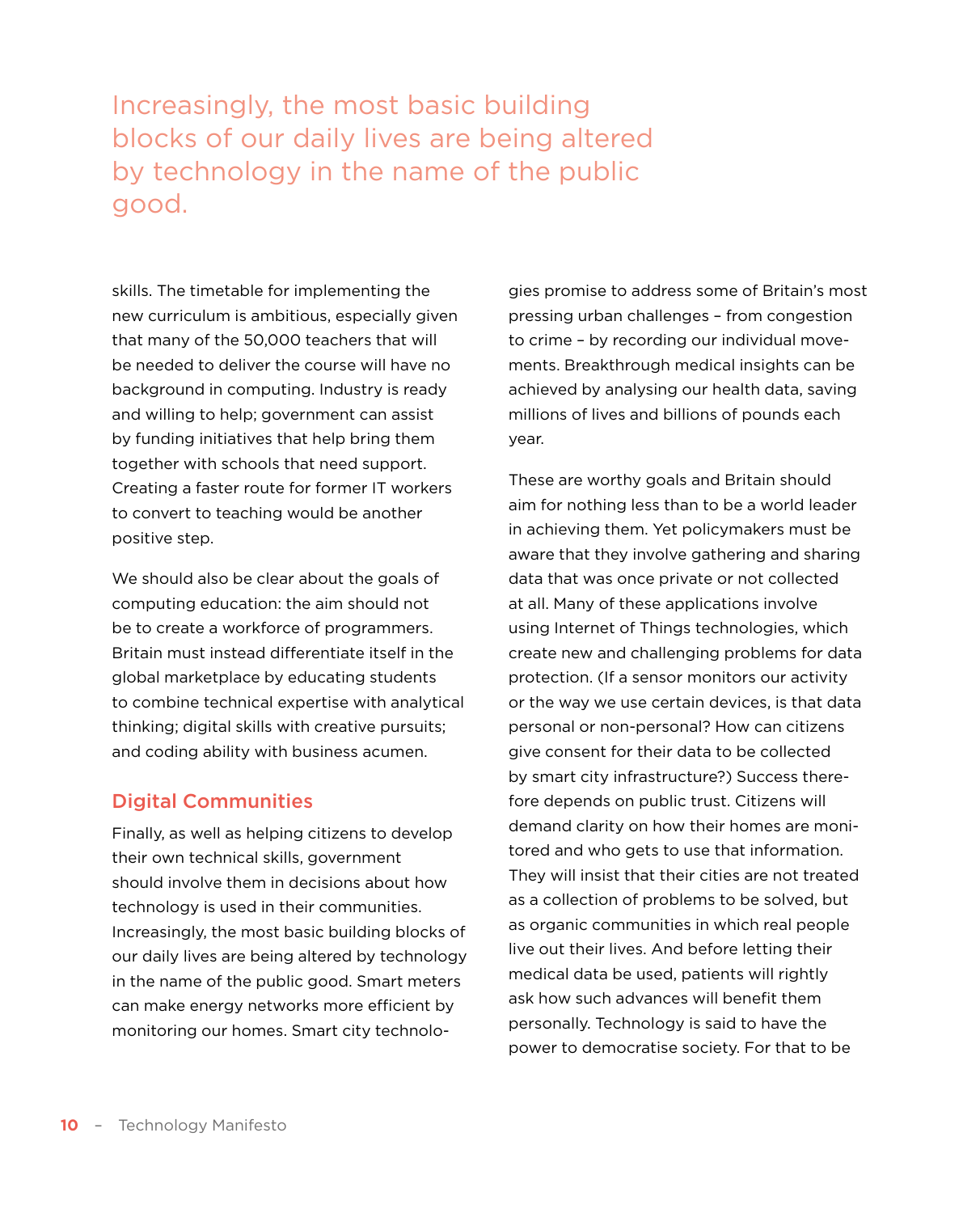> Increasingly, the most basic building blocks of our daily lives are being altered by technology in the name of the public good.

skills. The timetable for implementing the new curriculum is ambitious, especially given that many of the 50,000 teachers that will be needed to deliver the course will have no background in computing. Industry is ready and willing to help; government can assist by funding initiatives that help bring them together with schools that need support. Creating a faster route for former IT workers to convert to teaching would be another positive step.

We should also be clear about the goals of computing education: the aim should not be to create a workforce of programmers. Britain must instead differentiate itself in the global marketplace by educating students to combine technical expertise with analytical thinking; digital skills with creative pursuits; and coding ability with business acumen.

## Digital Communities

Finally, as well as helping citizens to develop their own technical skills, government should involve them in decisions about how technology is used in their communities. Increasingly, the most basic building blocks of our daily lives are being altered by technology in the name of the public good. Smart meters can make energy networks more efficient by monitoring our homes. Smart city technologies promise to address some of Britain's most pressing urban challenges – from congestion to crime – by recording our individual movements. Breakthrough medical insights can be achieved by analysing our health data, saving millions of lives and billions of pounds each year.

These are worthy goals and Britain should aim for nothing less than to be a world leader in achieving them. Yet policymakers must be aware that they involve gathering and sharing data that was once private or not collected at all. Many of these applications involve using Internet of Things technologies, which create new and challenging problems for data protection. (If a sensor monitors our activity or the way we use certain devices, is that data personal or non-personal? How can citizens give consent for their data to be collected by smart city infrastructure?) Success therefore depends on public trust. Citizens will demand clarity on how their homes are monitored and who gets to use that information. They will insist that their cities are not treated as a collection of problems to be solved, but as organic communities in which real people live out their lives. And before letting their medical data be used, patients will rightly ask how such advances will benefit them personally. Technology is said to have the power to democratise society. For that to be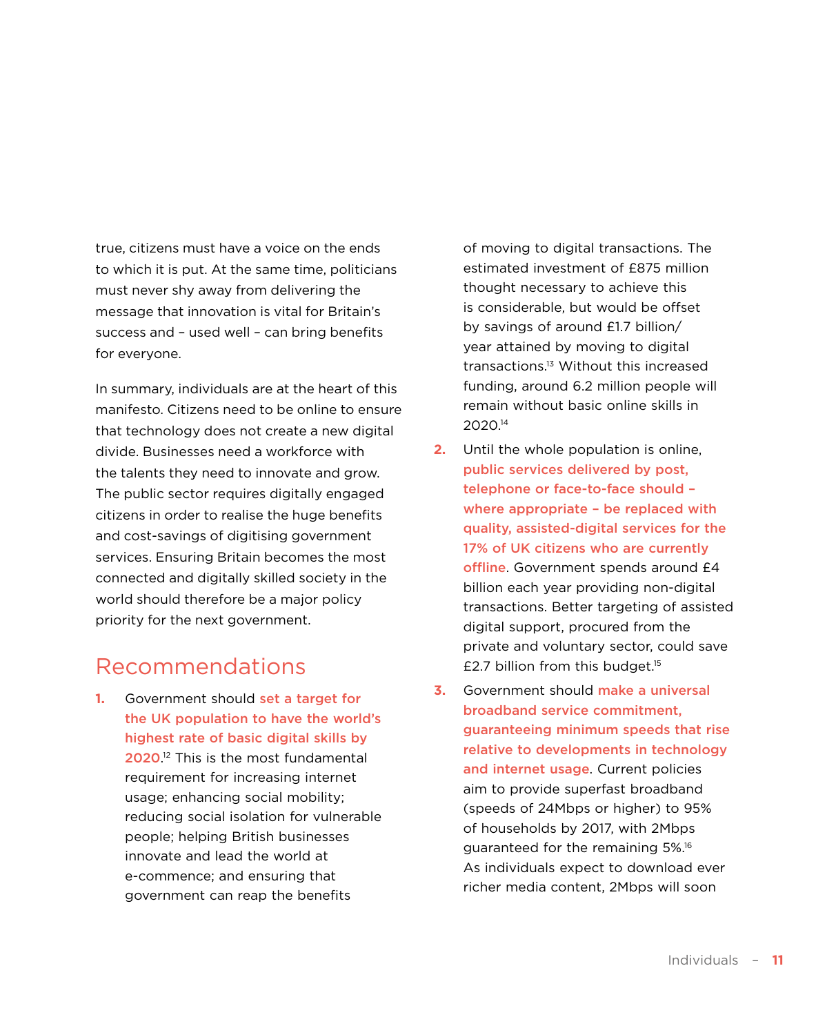true, citizens must have a voice on the ends to which it is put. At the same time, politicians must never shy away from delivering the message that innovation is vital for Britain's success and – used well – can bring benefits for everyone.

In summary, individuals are at the heart of this manifesto. Citizens need to be online to ensure that technology does not create a new digital divide. Businesses need a workforce with the talents they need to innovate and grow. The public sector requires digitally engaged citizens in order to realise the huge benefits and cost-savings of digitising government services. Ensuring Britain becomes the most connected and digitally skilled society in the world should therefore be a major policy priority for the next government.

## Recommendations

1. Government should **set a target for the UK population to have the world's highest rate of basic digital skills by 2020**.[12] This is the most fundamental requirement for increasing internet usage; enhancing social mobility; reducing social isolation for vulnerable people; helping British businesses innovate and lead the world at e-commence; and ensuring that government can reap the benefits of moving to digital transactions. The estimated investment of £875 million thought necessary to achieve this is considerable, but would be offset by savings of around £1.7 billion/year attained by moving to digital transactions.[13] Without this increased funding, around 6.2 million people will remain without basic online skills in 2020.[14]

2. Until the whole population is online, **public services delivered by post, telephone or face-to-face should – where appropriate – be replaced with quality, assisted-digital services for the 17% of UK citizens who are currently offline**. Government spends around £4 billion each year providing non-digital transactions. Better targeting of assisted digital support, procured from the private and voluntary sector, could save £2.7 billion from this budget.[15]

3. Government should **make a universal broadband service commitment, guaranteeing minimum speeds that rise relative to developments in technology and internet usage**. Current policies aim to provide superfast broadband (speeds of 24Mbps or higher) to 95% of households by 2017, with 2Mbps guaranteed for the remaining 5%.[16] As individuals expect to download ever richer media content, 2Mbps will soon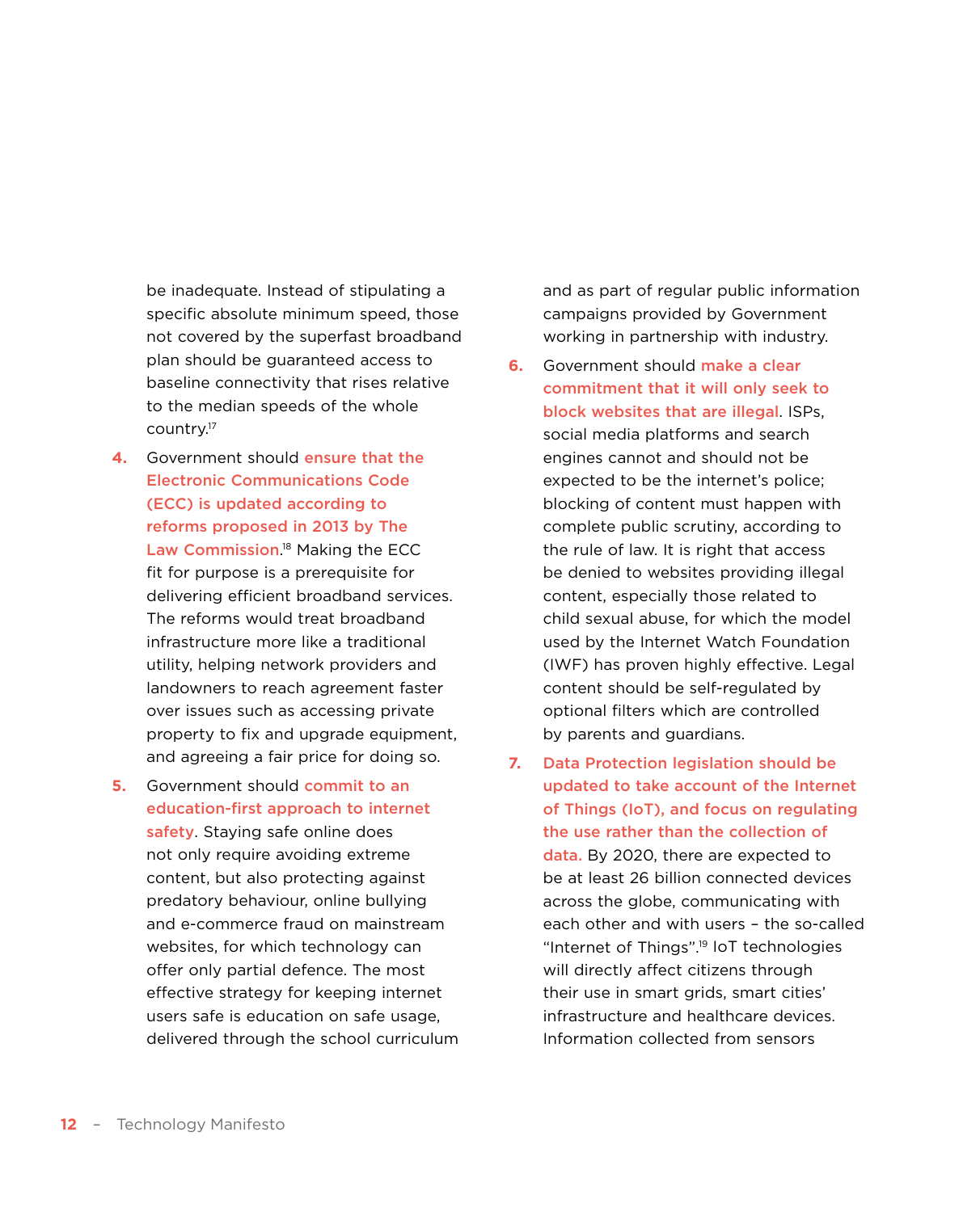be inadequate. Instead of stipulating a specific absolute minimum speed, those not covered by the superfast broadband plan should be guaranteed access to baseline connectivity that rises relative to the median speeds of the whole country.[17]

4. Government should **ensure that the Electronic Communications Code (ECC) is updated according to reforms proposed in 2013 by The Law Commission**.[18] Making the ECC fit for purpose is a prerequisite for delivering efficient broadband services. The reforms would treat broadband infrastructure more like a traditional utility, helping network providers and landowners to reach agreement faster over issues such as accessing private property to fix and upgrade equipment, and agreeing a fair price for doing so.

5. Government should **commit to an education-first approach to internet safety**. Staying safe online does not only require avoiding extreme content, but also protecting against predatory behaviour, online bullying and e-commerce fraud on mainstream websites, for which technology can offer only partial defence. The most effective strategy for keeping internet users safe is education on safe usage, delivered through the school curriculum and as part of regular public information campaigns provided by Government working in partnership with industry.

6. Government should **make a clear commitment that it will only seek to block websites that are illegal**. ISPs, social media platforms and search engines cannot and should not be expected to be the internet's police; blocking of content must happen with complete public scrutiny, according to the rule of law. It is right that access be denied to websites providing illegal content, especially those related to child sexual abuse, for which the model used by the Internet Watch Foundation (IWF) has proven highly effective. Legal content should be self-regulated by optional filters which are controlled by parents and guardians.

7. **Data Protection legislation should be updated to take account of the Internet of Things (IoT), and focus on regulating the use rather than the collection of data.** By 2020, there are expected to be at least 26 billion connected devices across the globe, communicating with each other and with users – the so-called "Internet of Things".[19] IoT technologies will directly affect citizens through their use in smart grids, smart cities' infrastructure and healthcare devices. Information collected from sensors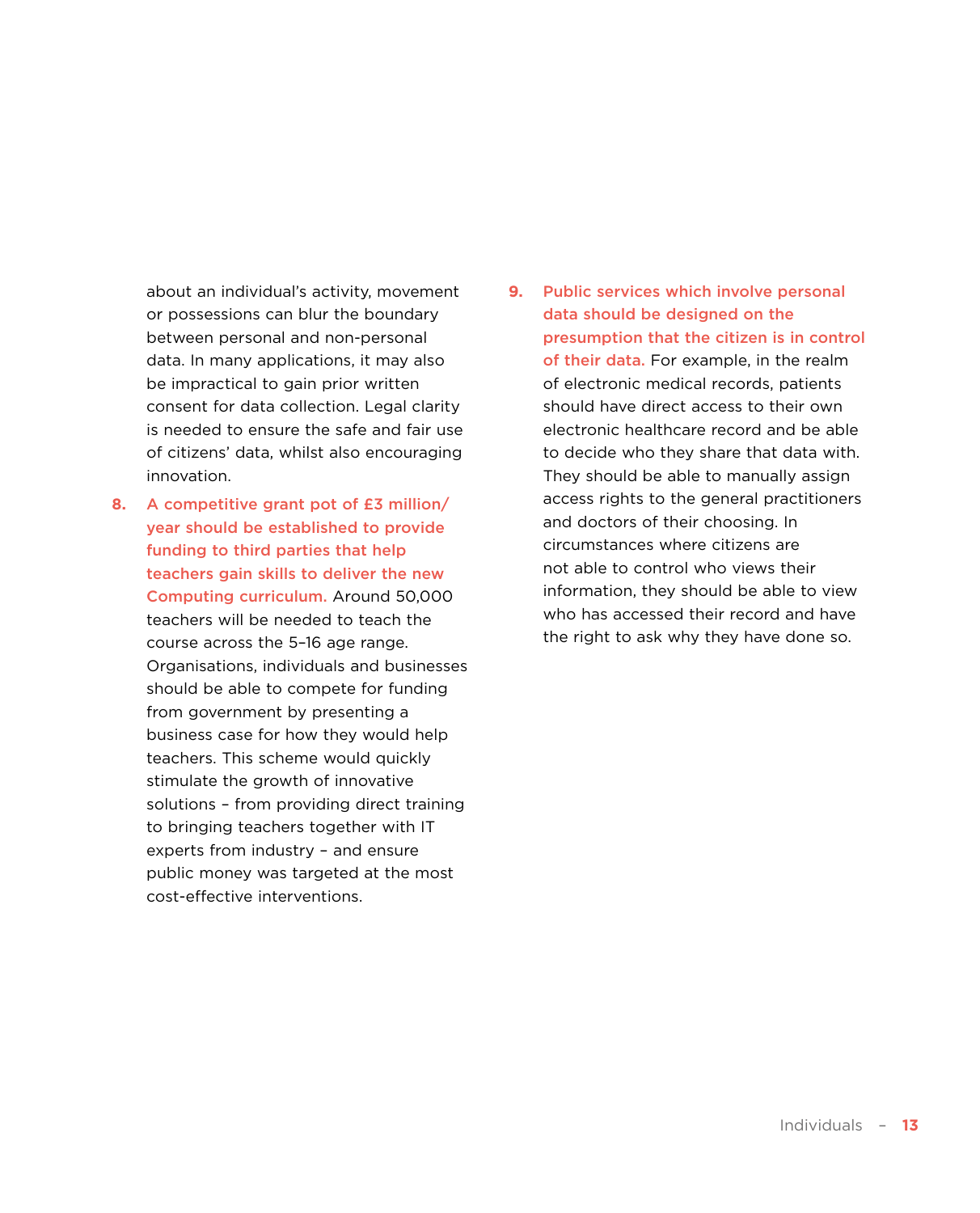about an individual's activity, movement or possessions can blur the boundary between personal and non-personal data. In many applications, it may also be impractical to gain prior written consent for data collection. Legal clarity is needed to ensure the safe and fair use of citizens' data, whilst also encouraging innovation.

8. **A competitive grant pot of £3 million/year should be established to provide funding to third parties that help teachers gain skills to deliver the new Computing curriculum.** Around 50,000 teachers will be needed to teach the course across the 5–16 age range. Organisations, individuals and businesses should be able to compete for funding from government by presenting a business case for how they would help teachers. This scheme would quickly stimulate the growth of innovative solutions – from providing direct training to bringing teachers together with IT experts from industry – and ensure public money was targeted at the most cost-effective interventions.

9. **Public services which involve personal data should be designed on the presumption that the citizen is in control of their data.** For example, in the realm of electronic medical records, patients should have direct access to their own electronic healthcare record and be able to decide who they share that data with. They should be able to manually assign access rights to the general practitioners and doctors of their choosing. In circumstances where citizens are not able to control who views their information, they should be able to view who has accessed their record and have the right to ask why they have done so.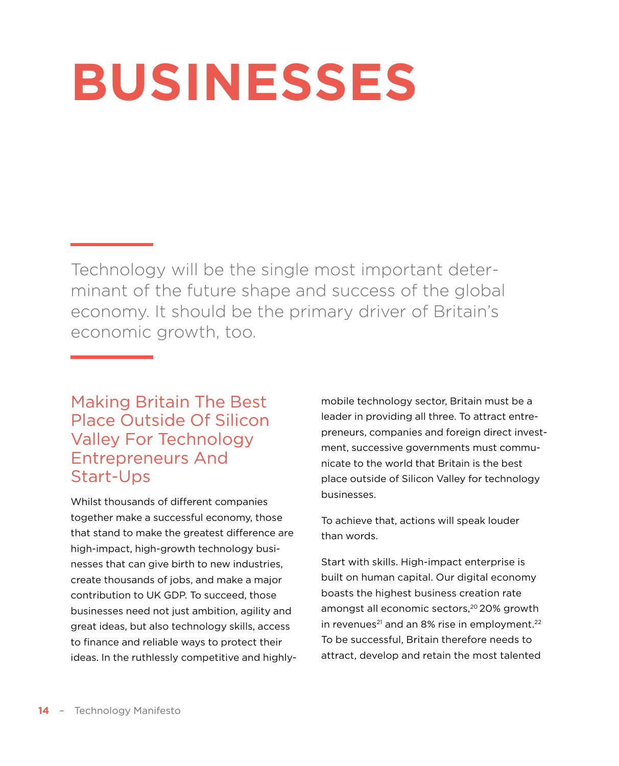# BUSINESSES

Technology will be the single most important determinant of the future shape and success of the global economy. It should be the primary driver of Britain's economic growth, too.

## Making Britain The Best Place Outside Of Silicon Valley For Technology Entrepreneurs And Start-Ups

Whilst thousands of different companies together make a successful economy, those that stand to make the greatest difference are high-impact, high-growth technology businesses that can give birth to new industries, create thousands of jobs, and make a major contribution to UK GDP. To succeed, those businesses need not just ambition, agility and great ideas, but also technology skills, access to finance and reliable ways to protect their ideas. In the ruthlessly competitive and highly-mobile technology sector, Britain must be a leader in providing all three. To attract entrepreneurs, companies and foreign direct investment, successive governments must communicate to the world that Britain is the best place outside of Silicon Valley for technology businesses.

To achieve that, actions will speak louder than words.

Start with skills. High-impact enterprise is built on human capital. Our digital economy boasts the highest business creation rate amongst all economic sectors,[20] 20% growth in revenues[21] and an 8% rise in employment.[22] To be successful, Britain therefore needs to attract, develop and retain the most talented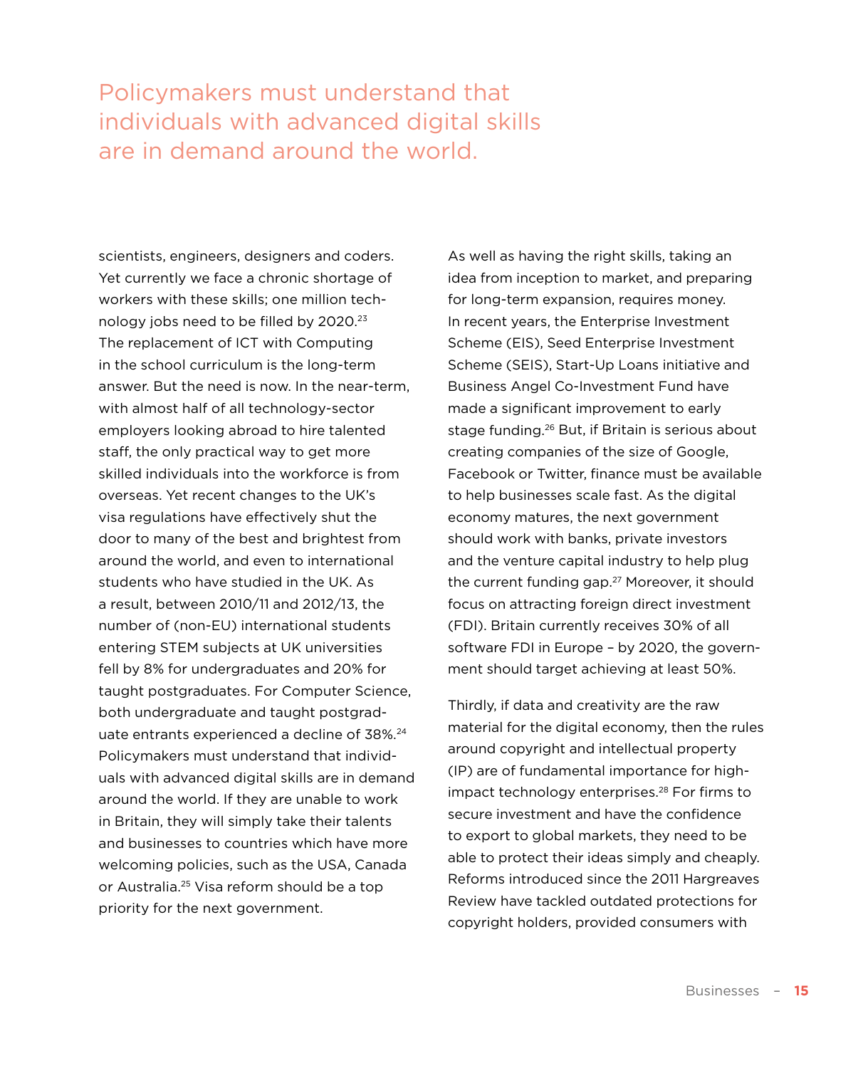> Policymakers must understand that individuals with advanced digital skills are in demand around the world.

scientists, engineers, designers and coders. Yet currently we face a chronic shortage of workers with these skills; one million technology jobs need to be filled by 2020.[23] The replacement of ICT with Computing in the school curriculum is the long-term answer. But the need is now. In the near-term, with almost half of all technology-sector employers looking abroad to hire talented staff, the only practical way to get more skilled individuals into the workforce is from overseas. Yet recent changes to the UK's visa regulations have effectively shut the door to many of the best and brightest from around the world, and even to international students who have studied in the UK. As a result, between 2010/11 and 2012/13, the number of (non-EU) international students entering STEM subjects at UK universities fell by 8% for undergraduates and 20% for taught postgraduates. For Computer Science, both undergraduate and taught postgraduate entrants experienced a decline of 38%.[24] Policymakers must understand that individuals with advanced digital skills are in demand around the world. If they are unable to work in Britain, they will simply take their talents and businesses to countries which have more welcoming policies, such as the USA, Canada or Australia.[25] Visa reform should be a top priority for the next government.

As well as having the right skills, taking an idea from inception to market, and preparing for long-term expansion, requires money. In recent years, the Enterprise Investment Scheme (EIS), Seed Enterprise Investment Scheme (SEIS), Start-Up Loans initiative and Business Angel Co-Investment Fund have made a significant improvement to early stage funding.[26] But, if Britain is serious about creating companies of the size of Google, Facebook or Twitter, finance must be available to help businesses scale fast. As the digital economy matures, the next government should work with banks, private investors and the venture capital industry to help plug the current funding gap.[27] Moreover, it should focus on attracting foreign direct investment (FDI). Britain currently receives 30% of all software FDI in Europe – by 2020, the government should target achieving at least 50%.

Thirdly, if data and creativity are the raw material for the digital economy, then the rules around copyright and intellectual property (IP) are of fundamental importance for high-impact technology enterprises.[28] For firms to secure investment and have the confidence to export to global markets, they need to be able to protect their ideas simply and cheaply. Reforms introduced since the 2011 Hargreaves Review have tackled outdated protections for copyright holders, provided consumers with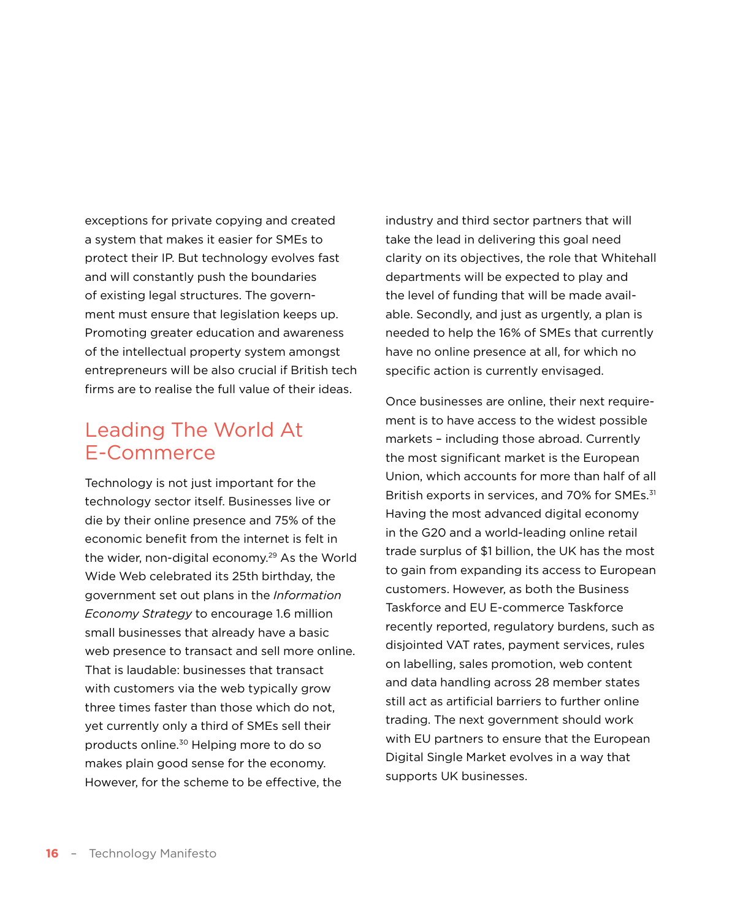exceptions for private copying and created a system that makes it easier for SMEs to protect their IP. But technology evolves fast and will constantly push the boundaries of existing legal structures. The government must ensure that legislation keeps up. Promoting greater education and awareness of the intellectual property system amongst entrepreneurs will be also crucial if British tech firms are to realise the full value of their ideas.

## Leading The World At E-Commerce

Technology is not just important for the technology sector itself. Businesses live or die by their online presence and 75% of the economic benefit from the internet is felt in the wider, non-digital economy.[29] As the World Wide Web celebrated its 25th birthday, the government set out plans in the *Information Economy Strategy* to encourage 1.6 million small businesses that already have a basic web presence to transact and sell more online. That is laudable: businesses that transact with customers via the web typically grow three times faster than those which do not, yet currently only a third of SMEs sell their products online.[30] Helping more to do so makes plain good sense for the economy. However, for the scheme to be effective, the industry and third sector partners that will take the lead in delivering this goal need clarity on its objectives, the role that Whitehall departments will be expected to play and the level of funding that will be made available. Secondly, and just as urgently, a plan is needed to help the 16% of SMEs that currently have no online presence at all, for which no specific action is currently envisaged.

Once businesses are online, their next requirement is to have access to the widest possible markets – including those abroad. Currently the most significant market is the European Union, which accounts for more than half of all British exports in services, and 70% for SMEs.[31] Having the most advanced digital economy in the G20 and a world-leading online retail trade surplus of $1 billion, the UK has the most to gain from expanding its access to European customers. However, as both the Business Taskforce and EU E-commerce Taskforce recently reported, regulatory burdens, such as disjointed VAT rates, payment services, rules on labelling, sales promotion, web content and data handling across 28 member states still act as artificial barriers to further online trading. The next government should work with EU partners to ensure that the European Digital Single Market evolves in a way that supports UK businesses.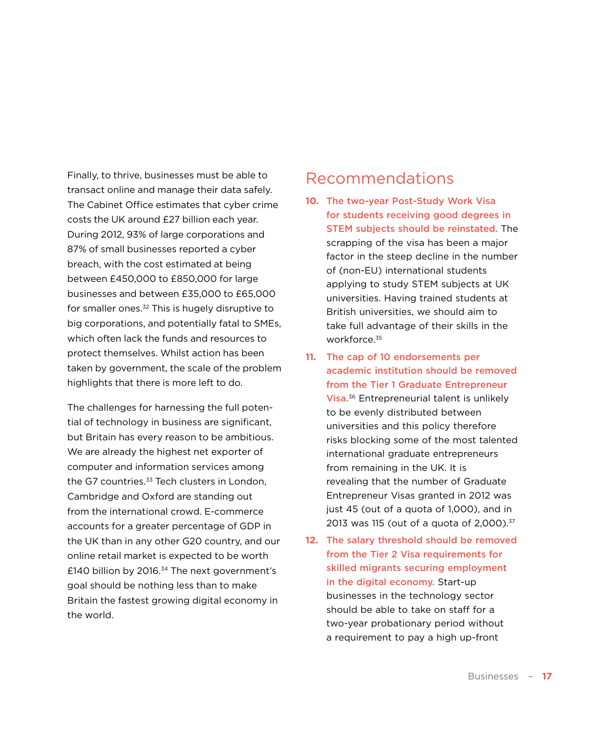Finally, to thrive, businesses must be able to transact online and manage their data safely. The Cabinet Office estimates that cyber crime costs the UK around £27 billion each year. During 2012, 93% of large corporations and 87% of small businesses reported a cyber breach, with the cost estimated at being between £450,000 to £850,000 for large businesses and between £35,000 to £65,000 for smaller ones.[32] This is hugely disruptive to big corporations, and potentially fatal to SMEs, which often lack the funds and resources to protect themselves. Whilst action has been taken by government, the scale of the problem highlights that there is more left to do.

The challenges for harnessing the full potential of technology in business are significant, but Britain has every reason to be ambitious. We are already the highest net exporter of computer and information services among the G7 countries.[33] Tech clusters in London, Cambridge and Oxford are standing out from the international crowd. E-commerce accounts for a greater percentage of GDP in the UK than in any other G20 country, and our online retail market is expected to be worth £140 billion by 2016.[34] The next government's goal should be nothing less than to make Britain the fastest growing digital economy in the world.

## Recommendations

10. **The two-year Post-Study Work Visa for students receiving good degrees in STEM subjects should be reinstated.** The scrapping of the visa has been a major factor in the steep decline in the number of (non-EU) international students applying to study STEM subjects at UK universities. Having trained students at British universities, we should aim to take full advantage of their skills in the workforce.[35]
11. **The cap of 10 endorsements per academic institution should be removed from the Tier 1 Graduate Entrepreneur Visa.**[36] Entrepreneurial talent is unlikely to be evenly distributed between universities and this policy therefore risks blocking some of the most talented international graduate entrepreneurs from remaining in the UK. It is revealing that the number of Graduate Entrepreneur Visas granted in 2012 was just 45 (out of a quota of 1,000), and in 2013 was 115 (out of a quota of 2,000).[37]
12. **The salary threshold should be removed from the Tier 2 Visa requirements for skilled migrants securing employment in the digital economy.** Start-up businesses in the technology sector should be able to take on staff for a two-year probationary period without a requirement to pay a high up-front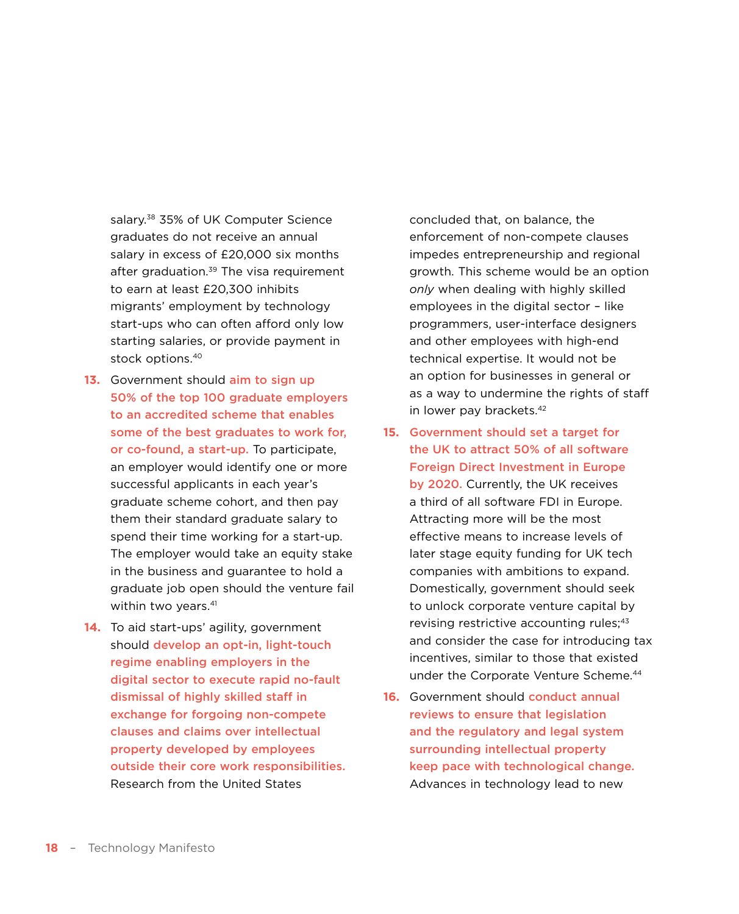salary.[38] 35% of UK Computer Science graduates do not receive an annual salary in excess of £20,000 six months after graduation.[39] The visa requirement to earn at least £20,300 inhibits migrants' employment by technology start-ups who can often afford only low starting salaries, or provide payment in stock options.[40]

13. Government should **aim to sign up 50% of the top 100 graduate employers to an accredited scheme that enables some of the best graduates to work for, or co-found, a start-up.** To participate, an employer would identify one or more successful applicants in each year's graduate scheme cohort, and then pay them their standard graduate salary to spend their time working for a start-up. The employer would take an equity stake in the business and guarantee to hold a graduate job open should the venture fail within two years.[41]

14. To aid start-ups' agility, government should **develop an opt-in, light-touch regime enabling employers in the digital sector to execute rapid no-fault dismissal of highly skilled staff in exchange for forgoing non-compete clauses and claims over intellectual property developed by employees outside their core work responsibilities.** Research from the United States concluded that, on balance, the enforcement of non-compete clauses impedes entrepreneurship and regional growth. This scheme would be an option *only* when dealing with highly skilled employees in the digital sector – like programmers, user-interface designers and other employees with high-end technical expertise. It would not be an option for businesses in general or as a way to undermine the rights of staff in lower pay brackets.[42]

15. **Government should set a target for the UK to attract 50% of all software Foreign Direct Investment in Europe by 2020.** Currently, the UK receives a third of all software FDI in Europe. Attracting more will be the most effective means to increase levels of later stage equity funding for UK tech companies with ambitions to expand. Domestically, government should seek to unlock corporate venture capital by revising restrictive accounting rules;[43] and consider the case for introducing tax incentives, similar to those that existed under the Corporate Venture Scheme.[44]

16. Government should **conduct annual reviews to ensure that legislation and the regulatory and legal system surrounding intellectual property keep pace with technological change.** Advances in technology lead to new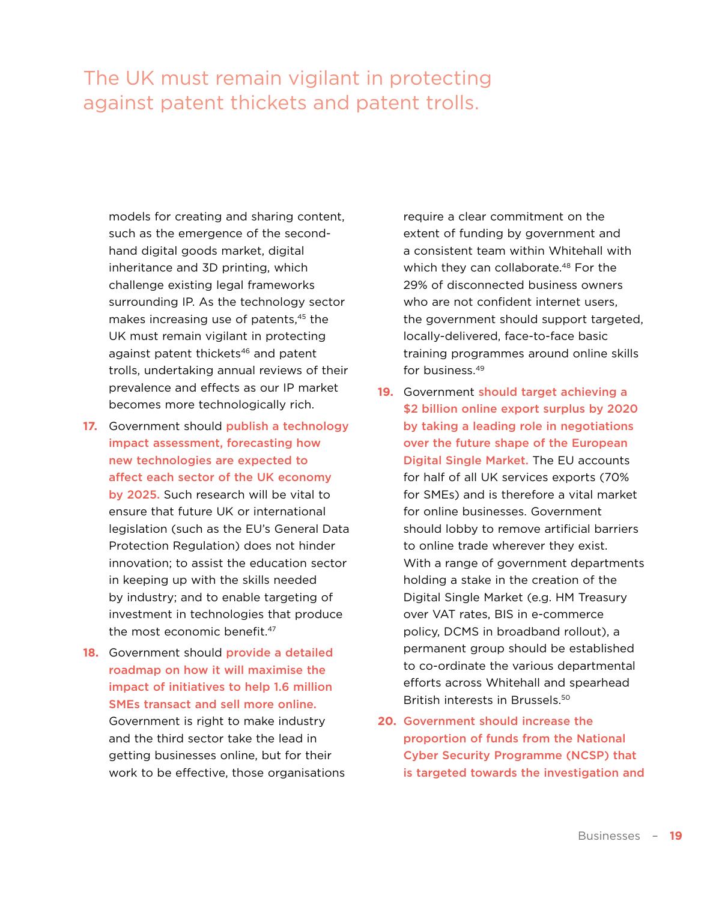## The UK must remain vigilant in protecting against patent thickets and patent trolls.

models for creating and sharing content, such as the emergence of the second-hand digital goods market, digital inheritance and 3D printing, which challenge existing legal frameworks surrounding IP. As the technology sector makes increasing use of patents,[45] the UK must remain vigilant in protecting against patent thickets[46] and patent trolls, undertaking annual reviews of their prevalence and effects as our IP market becomes more technologically rich.

**17.** Government should **publish a technology impact assessment, forecasting how new technologies are expected to affect each sector of the UK economy by 2025.** Such research will be vital to ensure that future UK or international legislation (such as the EU's General Data Protection Regulation) does not hinder innovation; to assist the education sector in keeping up with the skills needed by industry; and to enable targeting of investment in technologies that produce the most economic benefit.[47]

**18.** Government should **provide a detailed roadmap on how it will maximise the impact of initiatives to help 1.6 million SMEs transact and sell more online.** Government is right to make industry and the third sector take the lead in getting businesses online, but for their work to be effective, those organisations require a clear commitment on the extent of funding by government and a consistent team within Whitehall with which they can collaborate.[48] For the 29% of disconnected business owners who are not confident internet users, the government should support targeted, locally-delivered, face-to-face basic training programmes around online skills for business.[49]

**19.** Government **should target achieving a $2 billion online export surplus by 2020 by taking a leading role in negotiations over the future shape of the European Digital Single Market.** The EU accounts for half of all UK services exports (70% for SMEs) and is therefore a vital market for online businesses. Government should lobby to remove artificial barriers to online trade wherever they exist. With a range of government departments holding a stake in the creation of the Digital Single Market (e.g. HM Treasury over VAT rates, BIS in e-commerce policy, DCMS in broadband rollout), a permanent group should be established to co-ordinate the various departmental efforts across Whitehall and spearhead British interests in Brussels.[50]

**20.** **Government should increase the proportion of funds from the National Cyber Security Programme (NCSP) that is targeted towards the investigation and**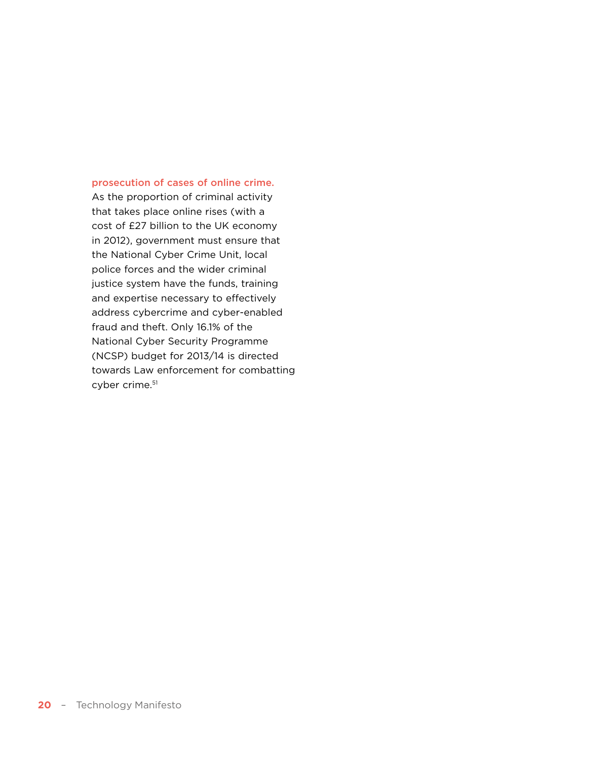**prosecution of cases of online crime.** As the proportion of criminal activity that takes place online rises (with a cost of £27 billion to the UK economy in 2012), government must ensure that the National Cyber Crime Unit, local police forces and the wider criminal justice system have the funds, training and expertise necessary to effectively address cybercrime and cyber-enabled fraud and theft. Only 16.1% of the National Cyber Security Programme (NCSP) budget for 2013/14 is directed towards Law enforcement for combatting cyber crime.[51]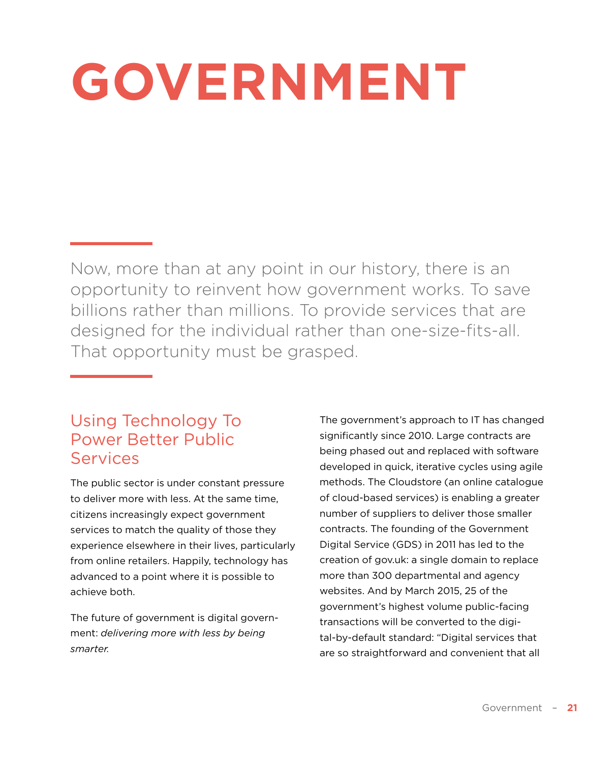# GOVERNMENT

Now, more than at any point in our history, there is an opportunity to reinvent how government works. To save billions rather than millions. To provide services that are designed for the individual rather than one-size-fits-all. That opportunity must be grasped.

## Using Technology To Power Better Public Services

The public sector is under constant pressure to deliver more with less. At the same time, citizens increasingly expect government services to match the quality of those they experience elsewhere in their lives, particularly from online retailers. Happily, technology has advanced to a point where it is possible to achieve both.

The future of government is digital government: *delivering more with less by being smarter.*

The government's approach to IT has changed significantly since 2010. Large contracts are being phased out and replaced with software developed in quick, iterative cycles using agile methods. The Cloudstore (an online catalogue of cloud-based services) is enabling a greater number of suppliers to deliver those smaller contracts. The founding of the Government Digital Service (GDS) in 2011 has led to the creation of gov.uk: a single domain to replace more than 300 departmental and agency websites. And by March 2015, 25 of the government's highest volume public-facing transactions will be converted to the digital-by-default standard: "Digital services that are so straightforward and convenient that all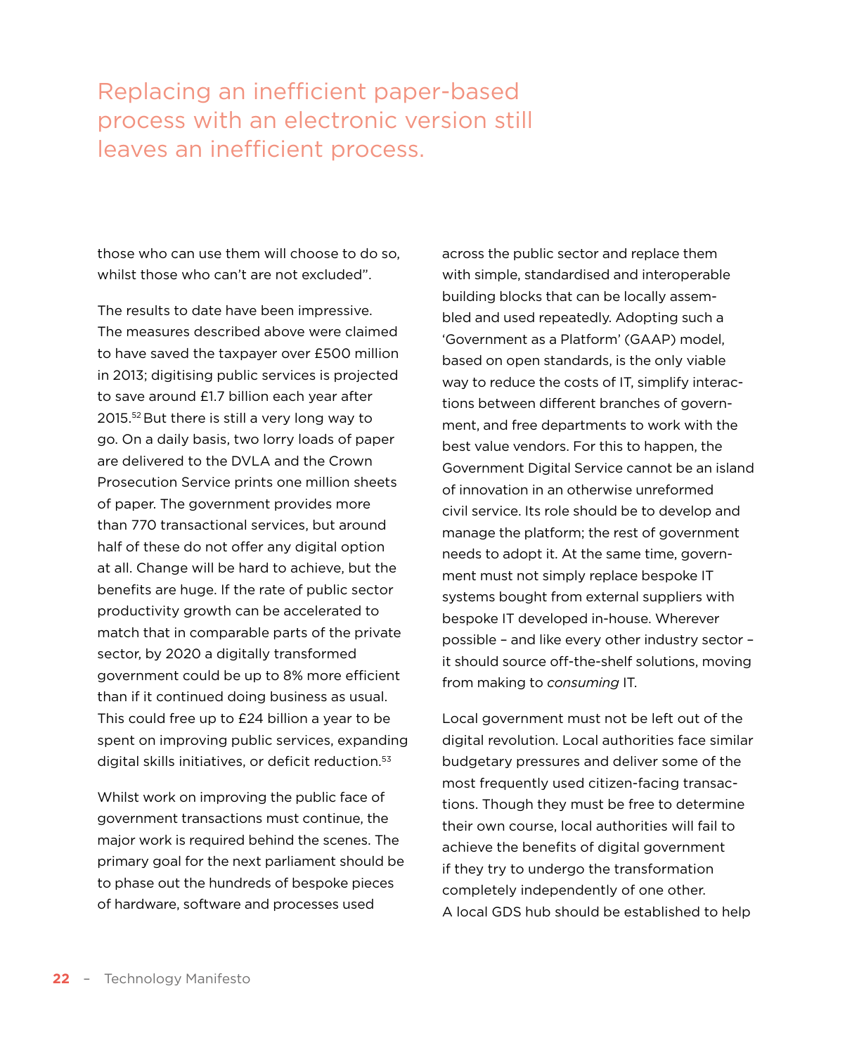> Replacing an inefficient paper-based process with an electronic version still leaves an inefficient process.

those who can use them will choose to do so, whilst those who can't are not excluded".

The results to date have been impressive. The measures described above were claimed to have saved the taxpayer over £500 million in 2013; digitising public services is projected to save around £1.7 billion each year after 2015.[52] But there is still a very long way to go. On a daily basis, two lorry loads of paper are delivered to the DVLA and the Crown Prosecution Service prints one million sheets of paper. The government provides more than 770 transactional services, but around half of these do not offer any digital option at all. Change will be hard to achieve, but the benefits are huge. If the rate of public sector productivity growth can be accelerated to match that in comparable parts of the private sector, by 2020 a digitally transformed government could be up to 8% more efficient than if it continued doing business as usual. This could free up to £24 billion a year to be spent on improving public services, expanding digital skills initiatives, or deficit reduction.[53]

Whilst work on improving the public face of government transactions must continue, the major work is required behind the scenes. The primary goal for the next parliament should be to phase out the hundreds of bespoke pieces of hardware, software and processes used across the public sector and replace them with simple, standardised and interoperable building blocks that can be locally assembled and used repeatedly. Adopting such a 'Government as a Platform' (GAAP) model, based on open standards, is the only viable way to reduce the costs of IT, simplify interactions between different branches of government, and free departments to work with the best value vendors. For this to happen, the Government Digital Service cannot be an island of innovation in an otherwise unreformed civil service. Its role should be to develop and manage the platform; the rest of government needs to adopt it. At the same time, government must not simply replace bespoke IT systems bought from external suppliers with bespoke IT developed in-house. Wherever possible – and like every other industry sector – it should source off-the-shelf solutions, moving from making to *consuming* IT.

Local government must not be left out of the digital revolution. Local authorities face similar budgetary pressures and deliver some of the most frequently used citizen-facing transactions. Though they must be free to determine their own course, local authorities will fail to achieve the benefits of digital government if they try to undergo the transformation completely independently of one other. A local GDS hub should be established to help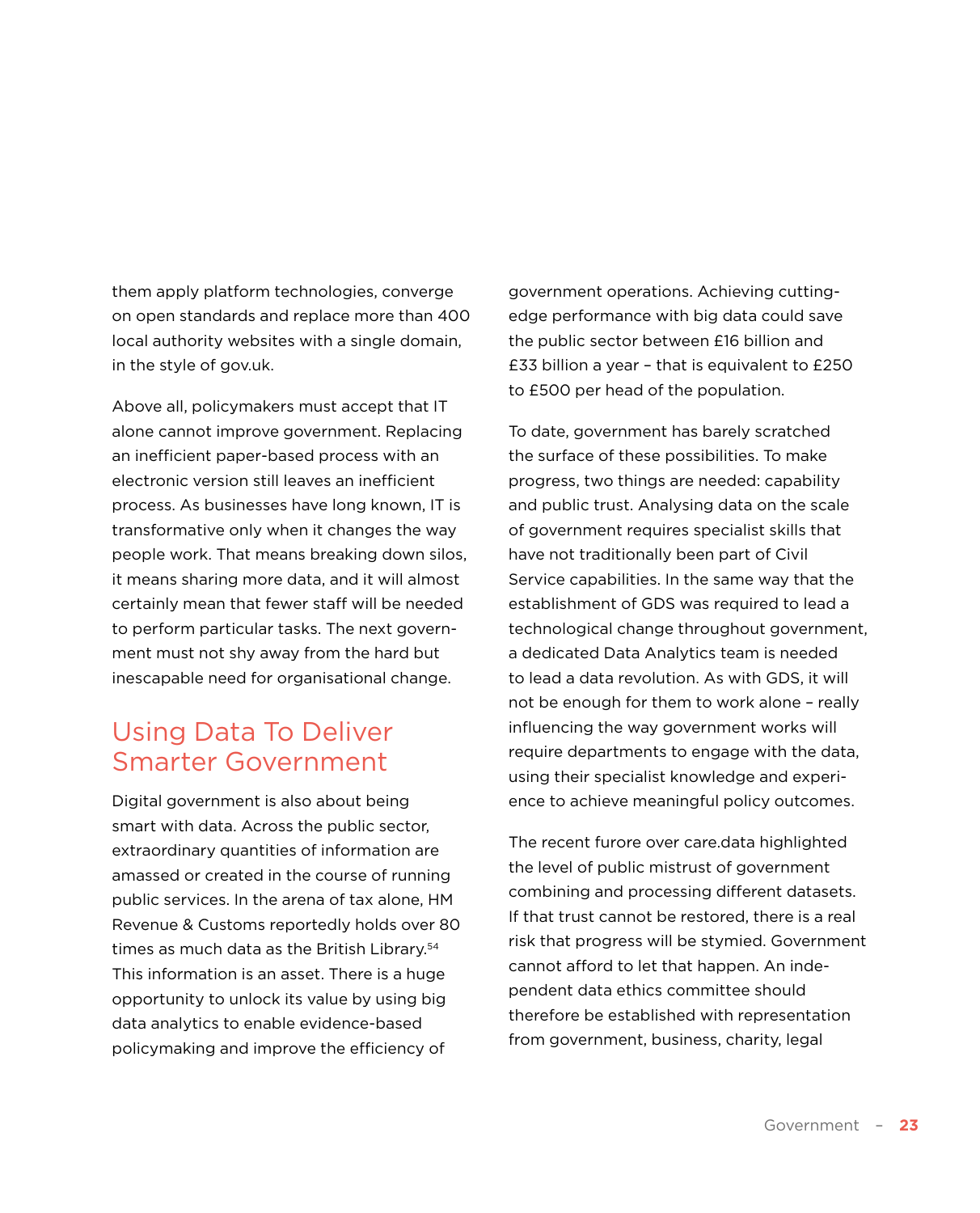them apply platform technologies, converge on open standards and replace more than 400 local authority websites with a single domain, in the style of gov.uk.

Above all, policymakers must accept that IT alone cannot improve government. Replacing an inefficient paper-based process with an electronic version still leaves an inefficient process. As businesses have long known, IT is transformative only when it changes the way people work. That means breaking down silos, it means sharing more data, and it will almost certainly mean that fewer staff will be needed to perform particular tasks. The next government must not shy away from the hard but inescapable need for organisational change.

## Using Data To Deliver Smarter Government

Digital government is also about being smart with data. Across the public sector, extraordinary quantities of information are amassed or created in the course of running public services. In the arena of tax alone, HM Revenue & Customs reportedly holds over 80 times as much data as the British Library.[54] This information is an asset. There is a huge opportunity to unlock its value by using big data analytics to enable evidence-based policymaking and improve the efficiency of government operations. Achieving cutting-edge performance with big data could save the public sector between £16 billion and £33 billion a year – that is equivalent to £250 to £500 per head of the population.

To date, government has barely scratched the surface of these possibilities. To make progress, two things are needed: capability and public trust. Analysing data on the scale of government requires specialist skills that have not traditionally been part of Civil Service capabilities. In the same way that the establishment of GDS was required to lead a technological change throughout government, a dedicated Data Analytics team is needed to lead a data revolution. As with GDS, it will not be enough for them to work alone – really influencing the way government works will require departments to engage with the data, using their specialist knowledge and experience to achieve meaningful policy outcomes.

The recent furore over care.data highlighted the level of public mistrust of government combining and processing different datasets. If that trust cannot be restored, there is a real risk that progress will be stymied. Government cannot afford to let that happen. An independent data ethics committee should therefore be established with representation from government, business, charity, legal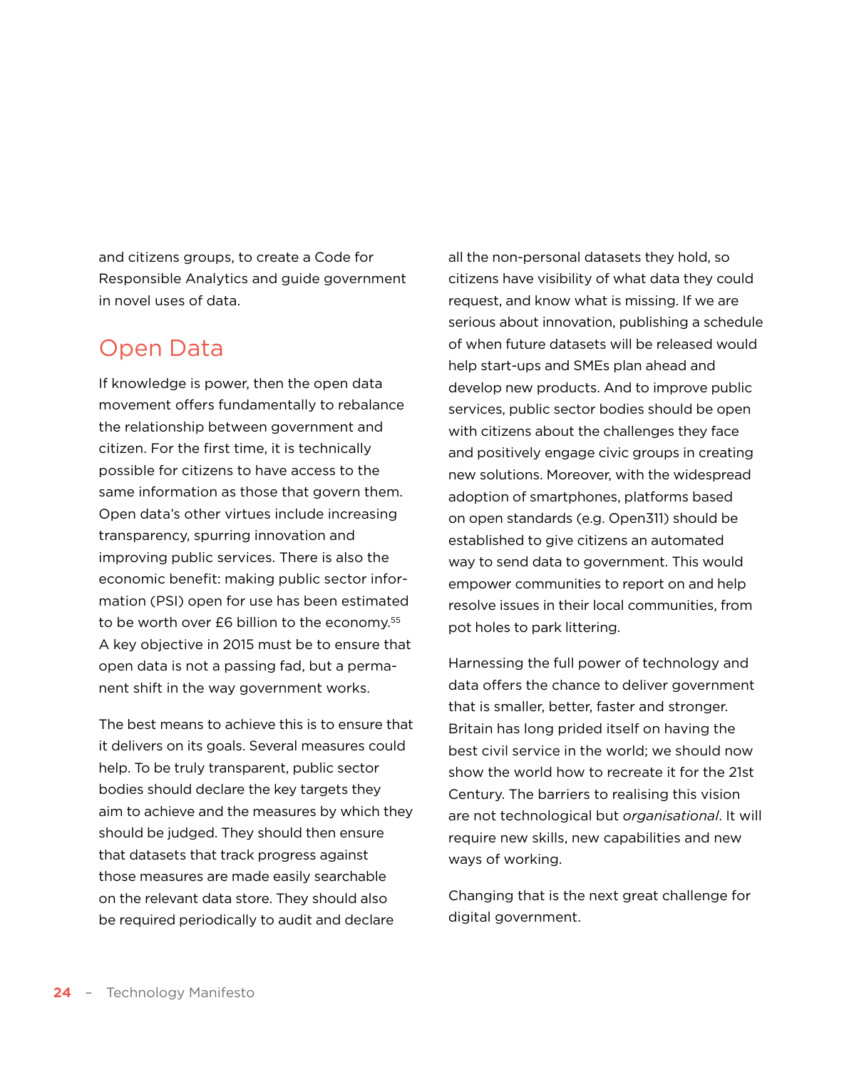and citizens groups, to create a Code for Responsible Analytics and guide government in novel uses of data.

## Open Data

If knowledge is power, then the open data movement offers fundamentally to rebalance the relationship between government and citizen. For the first time, it is technically possible for citizens to have access to the same information as those that govern them. Open data's other virtues include increasing transparency, spurring innovation and improving public services. There is also the economic benefit: making public sector information (PSI) open for use has been estimated to be worth over £6 billion to the economy.[55] A key objective in 2015 must be to ensure that open data is not a passing fad, but a permanent shift in the way government works.

The best means to achieve this is to ensure that it delivers on its goals. Several measures could help. To be truly transparent, public sector bodies should declare the key targets they aim to achieve and the measures by which they should be judged. They should then ensure that datasets that track progress against those measures are made easily searchable on the relevant data store. They should also be required periodically to audit and declare all the non-personal datasets they hold, so citizens have visibility of what data they could request, and know what is missing. If we are serious about innovation, publishing a schedule of when future datasets will be released would help start-ups and SMEs plan ahead and develop new products. And to improve public services, public sector bodies should be open with citizens about the challenges they face and positively engage civic groups in creating new solutions. Moreover, with the widespread adoption of smartphones, platforms based on open standards (e.g. Open311) should be established to give citizens an automated way to send data to government. This would empower communities to report on and help resolve issues in their local communities, from pot holes to park littering.

Harnessing the full power of technology and data offers the chance to deliver government that is smaller, better, faster and stronger. Britain has long prided itself on having the best civil service in the world; we should now show the world how to recreate it for the 21st Century. The barriers to realising this vision are not technological but *organisational*. It will require new skills, new capabilities and new ways of working.

Changing that is the next great challenge for digital government.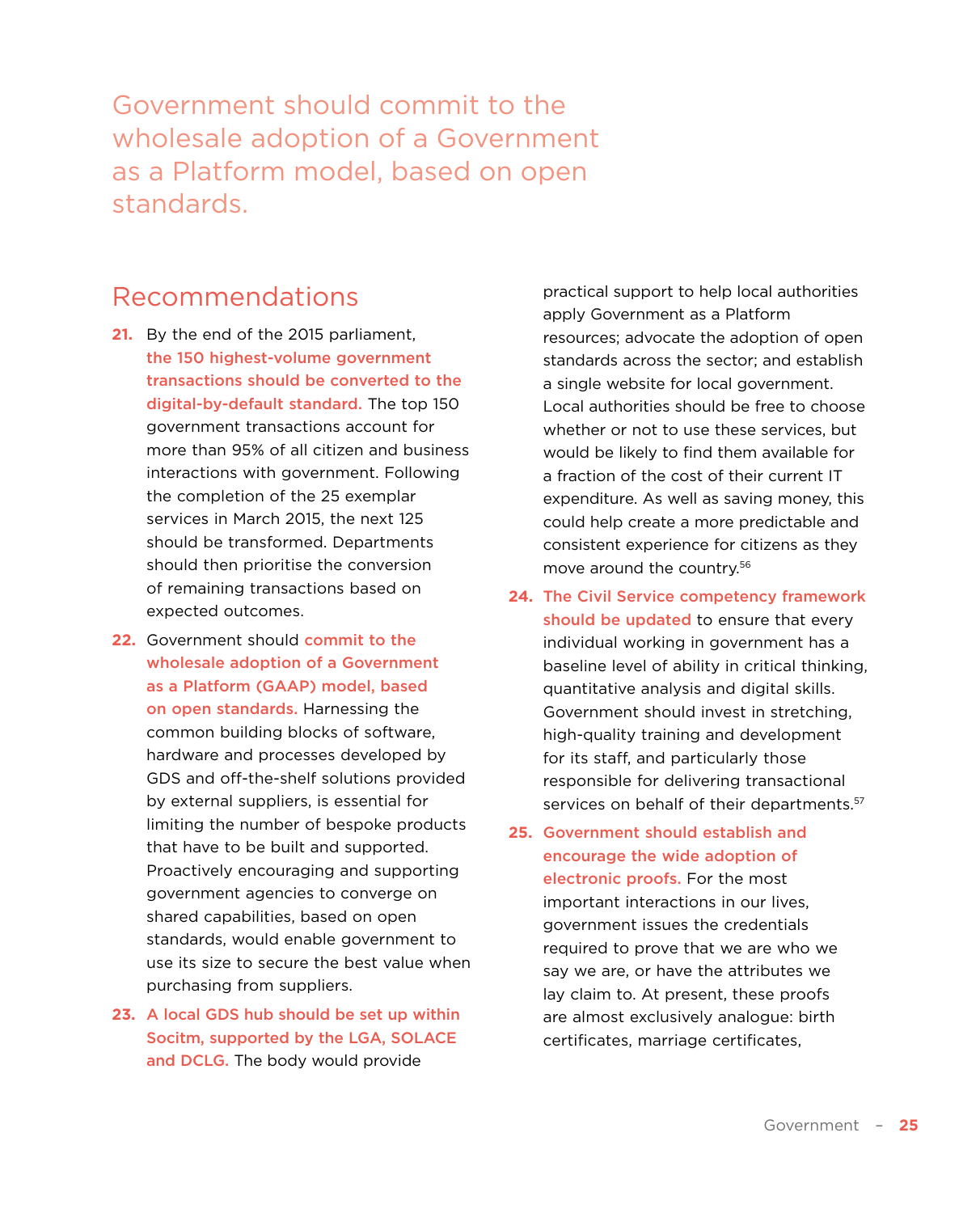# Government should commit to the wholesale adoption of a Government as a Platform model, based on open standards.

## Recommendations

**21.** By the end of the 2015 parliament, **the 150 highest-volume government transactions should be converted to the digital-by-default standard.** The top 150 government transactions account for more than 95% of all citizen and business interactions with government. Following the completion of the 25 exemplar services in March 2015, the next 125 should be transformed. Departments should then prioritise the conversion of remaining transactions based on expected outcomes.

**22.** Government should **commit to the wholesale adoption of a Government as a Platform (GAAP) model, based on open standards.** Harnessing the common building blocks of software, hardware and processes developed by GDS and off-the-shelf solutions provided by external suppliers, is essential for limiting the number of bespoke products that have to be built and supported. Proactively encouraging and supporting government agencies to converge on shared capabilities, based on open standards, would enable government to use its size to secure the best value when purchasing from suppliers.

**23.** **A local GDS hub should be set up within Socitm, supported by the LGA, SOLACE and DCLG.** The body would provide practical support to help local authorities apply Government as a Platform resources; advocate the adoption of open standards across the sector; and establish a single website for local government. Local authorities should be free to choose whether or not to use these services, but would be likely to find them available for a fraction of the cost of their current IT expenditure. As well as saving money, this could help create a more predictable and consistent experience for citizens as they move around the country.[56]

**24.** **The Civil Service competency framework should be updated** to ensure that every individual working in government has a baseline level of ability in critical thinking, quantitative analysis and digital skills. Government should invest in stretching, high-quality training and development for its staff, and particularly those responsible for delivering transactional services on behalf of their departments.[57]

**25.** **Government should establish and encourage the wide adoption of electronic proofs.** For the most important interactions in our lives, government issues the credentials required to prove that we are who we say we are, or have the attributes we lay claim to. At present, these proofs are almost exclusively analogue: birth certificates, marriage certificates,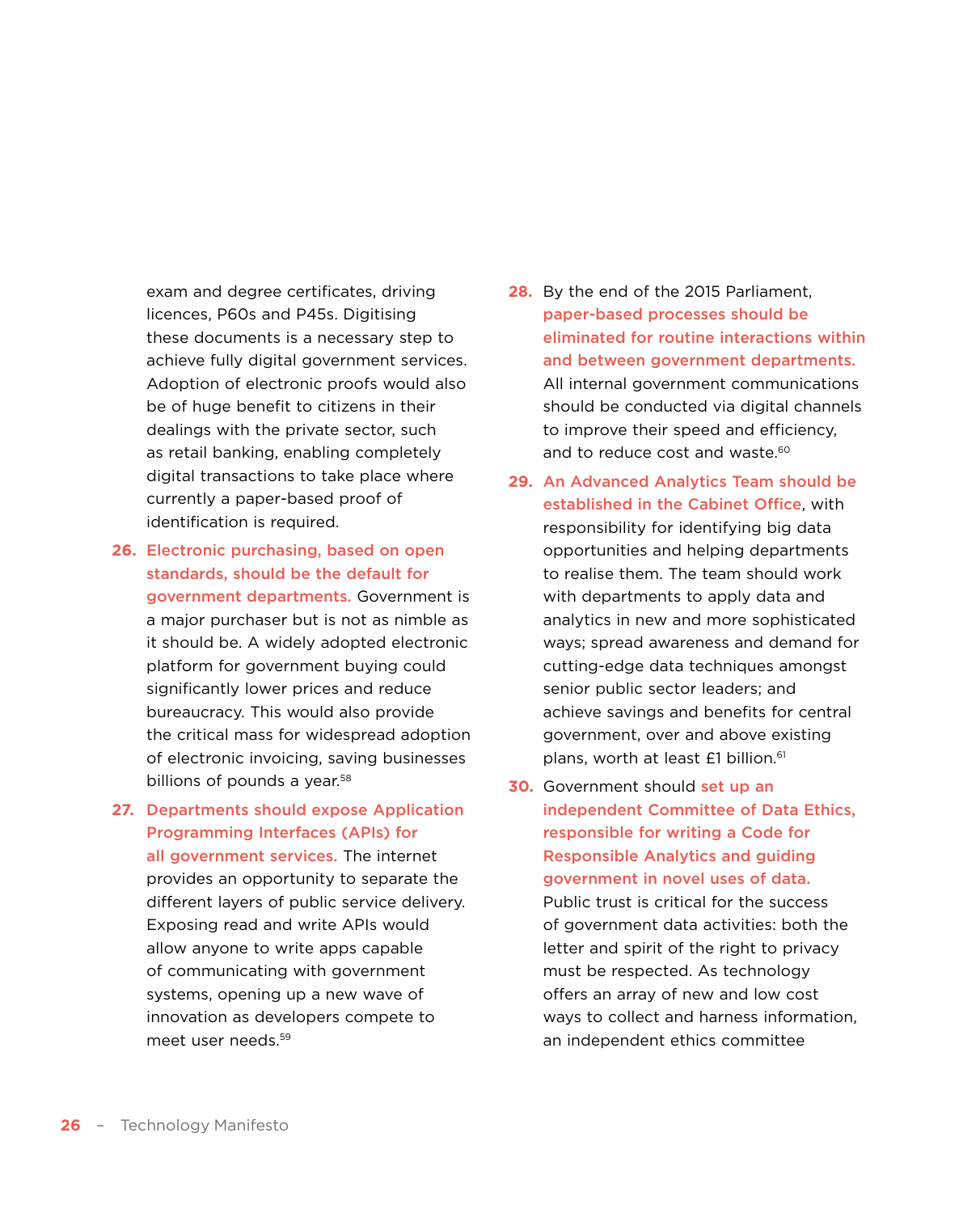exam and degree certificates, driving licences, P60s and P45s. Digitising these documents is a necessary step to achieve fully digital government services. Adoption of electronic proofs would also be of huge benefit to citizens in their dealings with the private sector, such as retail banking, enabling completely digital transactions to take place where currently a paper-based proof of identification is required.

26. **Electronic purchasing, based on open standards, should be the default for government departments.** Government is a major purchaser but is not as nimble as it should be. A widely adopted electronic platform for government buying could significantly lower prices and reduce bureaucracy. This would also provide the critical mass for widespread adoption of electronic invoicing, saving businesses billions of pounds a year.[58]

27. **Departments should expose Application Programming Interfaces (APIs) for all government services.** The internet provides an opportunity to separate the different layers of public service delivery. Exposing read and write APIs would allow anyone to write apps capable of communicating with government systems, opening up a new wave of innovation as developers compete to meet user needs.[59]

28. By the end of the 2015 Parliament, **paper-based processes should be eliminated for routine interactions within and between government departments.** All internal government communications should be conducted via digital channels to improve their speed and efficiency, and to reduce cost and waste.[60]

29. **An Advanced Analytics Team should be established in the Cabinet Office**, with responsibility for identifying big data opportunities and helping departments to realise them. The team should work with departments to apply data and analytics in new and more sophisticated ways; spread awareness and demand for cutting-edge data techniques amongst senior public sector leaders; and achieve savings and benefits for central government, over and above existing plans, worth at least £1 billion.[61]

30. Government should **set up an independent Committee of Data Ethics, responsible for writing a Code for Responsible Analytics and guiding government in novel uses of data.** Public trust is critical for the success of government data activities: both the letter and spirit of the right to privacy must be respected. As technology offers an array of new and low cost ways to collect and harness information, an independent ethics committee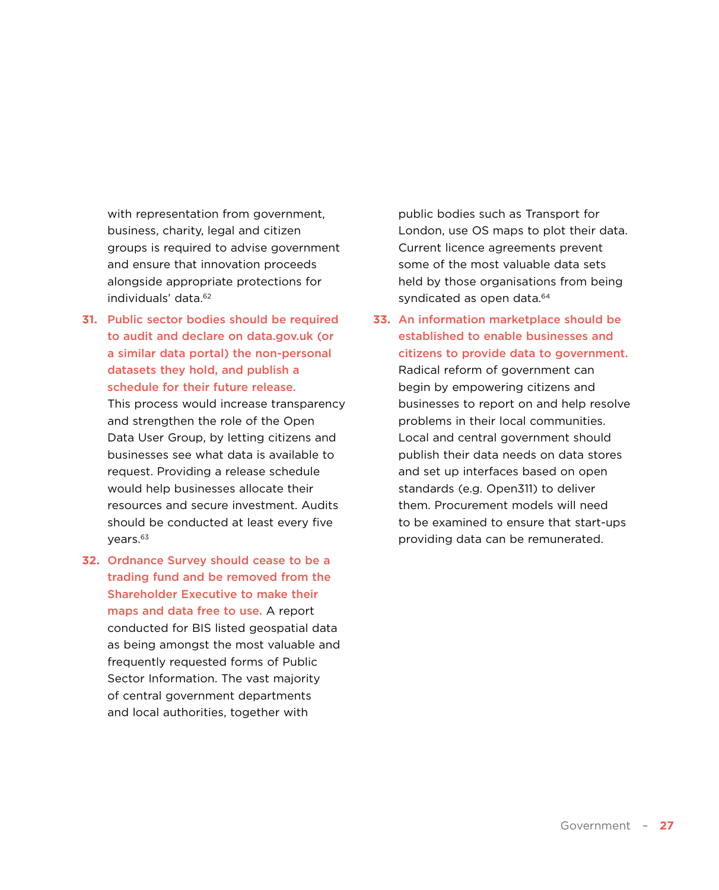with representation from government, business, charity, legal and citizen groups is required to advise government and ensure that innovation proceeds alongside appropriate protections for individuals' data.[62]

31. **Public sector bodies should be required to audit and declare on data.gov.uk (or a similar data portal) the non-personal datasets they hold, and publish a schedule for their future release.** This process would increase transparency and strengthen the role of the Open Data User Group, by letting citizens and businesses see what data is available to request. Providing a release schedule would help businesses allocate their resources and secure investment. Audits should be conducted at least every five years.[63]

32. **Ordnance Survey should cease to be a trading fund and be removed from the Shareholder Executive to make their maps and data free to use.** A report conducted for BIS listed geospatial data as being amongst the most valuable and frequently requested forms of Public Sector Information. The vast majority of central government departments and local authorities, together with public bodies such as Transport for London, use OS maps to plot their data. Current licence agreements prevent some of the most valuable data sets held by those organisations from being syndicated as open data.[64]

33. **An information marketplace should be established to enable businesses and citizens to provide data to government.** Radical reform of government can begin by empowering citizens and businesses to report on and help resolve problems in their local communities. Local and central government should publish their data needs on data stores and set up interfaces based on open standards (e.g. Open311) to deliver them. Procurement models will need to be examined to ensure that start-ups providing data can be remunerated.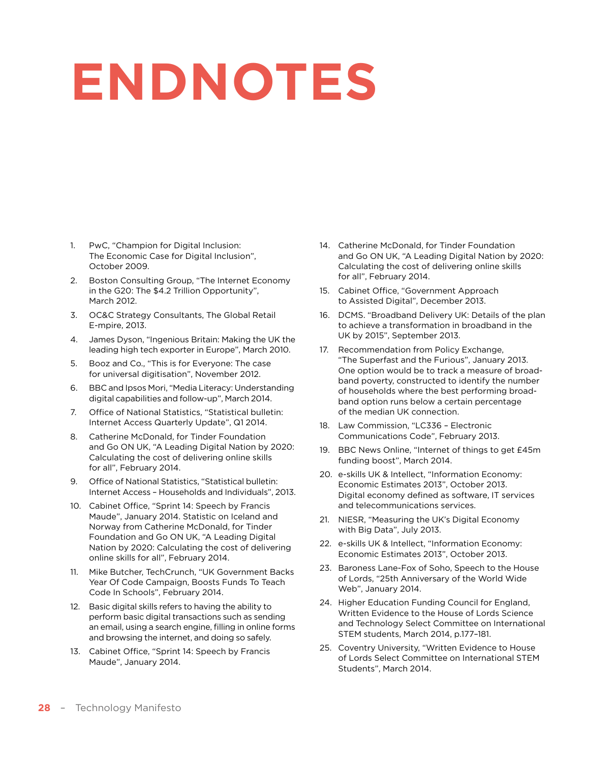# ENDNOTES

1. PwC, "Champion for Digital Inclusion: The Economic Case for Digital Inclusion", October 2009.
2. Boston Consulting Group, "The Internet Economy in the G20: The $4.2 Trillion Opportunity", March 2012.
3. OC&C Strategy Consultants, The Global Retail E-mpire, 2013.
4. James Dyson, "Ingenious Britain: Making the UK the leading high tech exporter in Europe", March 2010.
5. Booz and Co., "This is for Everyone: The case for universal digitisation", November 2012.
6. BBC and Ipsos Mori, "Media Literacy: Understanding digital capabilities and follow-up", March 2014.
7. Office of National Statistics, "Statistical bulletin: Internet Access Quarterly Update", Q1 2014.
8. Catherine McDonald, for Tinder Foundation and Go ON UK, "A Leading Digital Nation by 2020: Calculating the cost of delivering online skills for all", February 2014.
9. Office of National Statistics, "Statistical bulletin: Internet Access – Households and Individuals", 2013.
10. Cabinet Office, "Sprint 14: Speech by Francis Maude", January 2014. Statistic on Iceland and Norway from Catherine McDonald, for Tinder Foundation and Go ON UK, "A Leading Digital Nation by 2020: Calculating the cost of delivering online skills for all", February 2014.
11. Mike Butcher, TechCrunch, "UK Government Backs Year Of Code Campaign, Boosts Funds To Teach Code In Schools", February 2014.
12. Basic digital skills refers to having the ability to perform basic digital transactions such as sending an email, using a search engine, filling in online forms and browsing the internet, and doing so safely.
13. Cabinet Office, "Sprint 14: Speech by Francis Maude", January 2014.
14. Catherine McDonald, for Tinder Foundation and Go ON UK, "A Leading Digital Nation by 2020: Calculating the cost of delivering online skills for all", February 2014.
15. Cabinet Office, "Government Approach to Assisted Digital", December 2013.
16. DCMS. "Broadband Delivery UK: Details of the plan to achieve a transformation in broadband in the UK by 2015", September 2013.
17. Recommendation from Policy Exchange, "The Superfast and the Furious", January 2013. One option would be to track a measure of broadband poverty, constructed to identify the number of households where the best performing broadband option runs below a certain percentage of the median UK connection.
18. Law Commission, "LC336 – Electronic Communications Code", February 2013.
19. BBC News Online, "Internet of things to get £45m funding boost", March 2014.
20. e-skills UK & Intellect, "Information Economy: Economic Estimates 2013", October 2013. Digital economy defined as software, IT services and telecommunications services.
21. NIESR, "Measuring the UK's Digital Economy with Big Data", July 2013.
22. e-skills UK & Intellect, "Information Economy: Economic Estimates 2013", October 2013.
23. Baroness Lane-Fox of Soho, Speech to the House of Lords, "25th Anniversary of the World Wide Web", January 2014.
24. Higher Education Funding Council for England, Written Evidence to the House of Lords Science and Technology Select Committee on International STEM students, March 2014, p.177–181.
25. Coventry University, "Written Evidence to House of Lords Select Committee on International STEM Students", March 2014.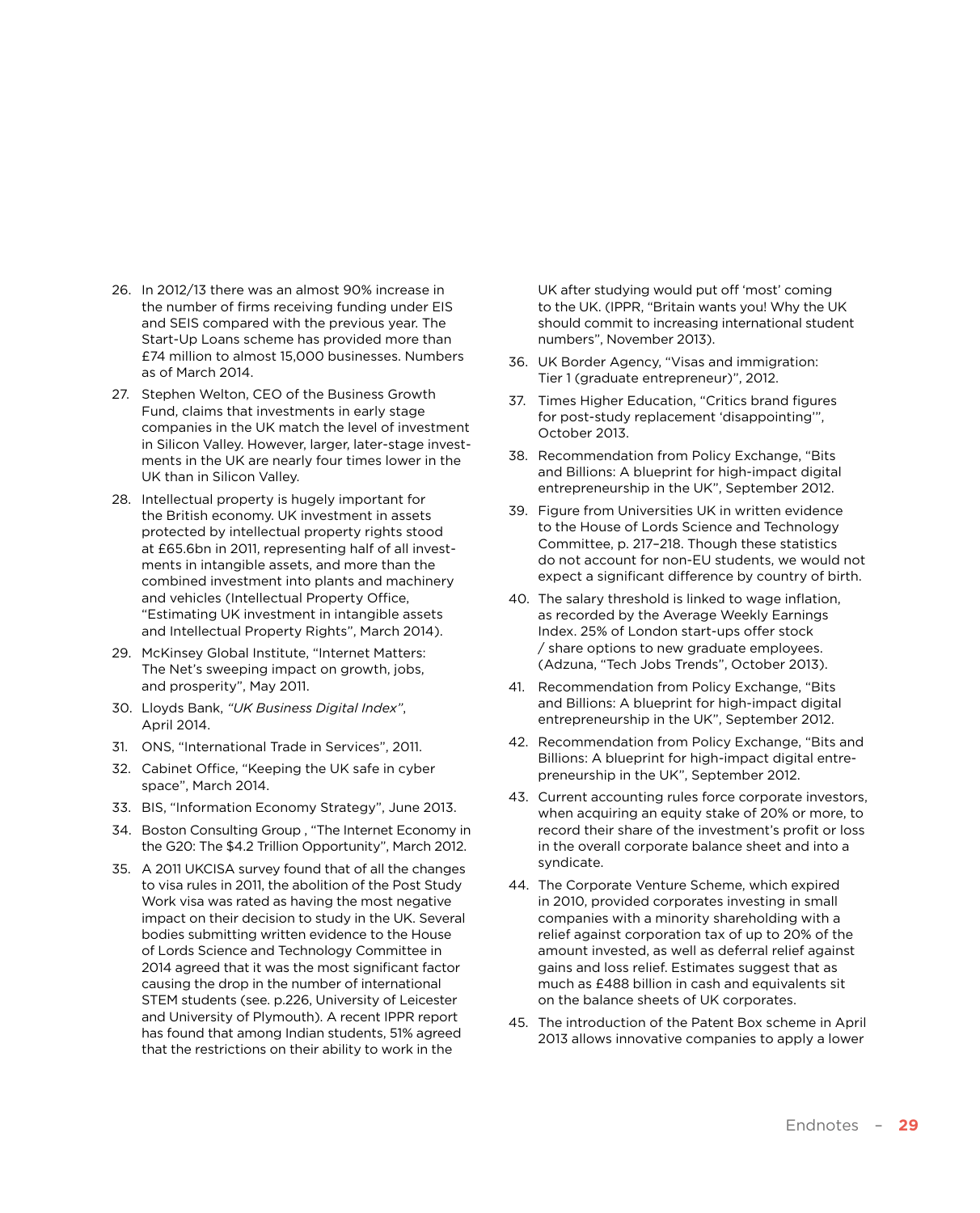26. In 2012/13 there was an almost 90% increase in the number of firms receiving funding under EIS and SEIS compared with the previous year. The Start-Up Loans scheme has provided more than £74 million to almost 15,000 businesses. Numbers as of March 2014.

27. Stephen Welton, CEO of the Business Growth Fund, claims that investments in early stage companies in the UK match the level of investment in Silicon Valley. However, larger, later-stage investments in the UK are nearly four times lower in the UK than in Silicon Valley.

28. Intellectual property is hugely important for the British economy. UK investment in assets protected by intellectual property rights stood at £65.6bn in 2011, representing half of all investments in intangible assets, and more than the combined investment into plants and machinery and vehicles (Intellectual Property Office, "Estimating UK investment in intangible assets and Intellectual Property Rights", March 2014).

29. McKinsey Global Institute, "Internet Matters: The Net's sweeping impact on growth, jobs, and prosperity", May 2011.

30. Lloyds Bank, *"UK Business Digital Index"*, April 2014.

31. ONS, "International Trade in Services", 2011.

32. Cabinet Office, "Keeping the UK safe in cyber space", March 2014.

33. BIS, "Information Economy Strategy", June 2013.

34. Boston Consulting Group , "The Internet Economy in the G20: The $4.2 Trillion Opportunity", March 2012.

35. A 2011 UKCISA survey found that of all the changes to visa rules in 2011, the abolition of the Post Study Work visa was rated as having the most negative impact on their decision to study in the UK. Several bodies submitting written evidence to the House of Lords Science and Technology Committee in 2014 agreed that it was the most significant factor causing the drop in the number of international STEM students (see. p.226, University of Leicester and University of Plymouth). A recent IPPR report has found that among Indian students, 51% agreed that the restrictions on their ability to work in the UK after studying would put off 'most' coming to the UK. (IPPR, "Britain wants you! Why the UK should commit to increasing international student numbers", November 2013).

36. UK Border Agency, "Visas and immigration: Tier 1 (graduate entrepreneur)", 2012.

37. Times Higher Education, "Critics brand figures for post-study replacement 'disappointing'", October 2013.

38. Recommendation from Policy Exchange, "Bits and Billions: A blueprint for high-impact digital entrepreneurship in the UK", September 2012.

39. Figure from Universities UK in written evidence to the House of Lords Science and Technology Committee, p. 217–218. Though these statistics do not account for non-EU students, we would not expect a significant difference by country of birth.

40. The salary threshold is linked to wage inflation, as recorded by the Average Weekly Earnings Index. 25% of London start-ups offer stock / share options to new graduate employees. (Adzuna, "Tech Jobs Trends", October 2013).

41. Recommendation from Policy Exchange, "Bits and Billions: A blueprint for high-impact digital entrepreneurship in the UK", September 2012.

42. Recommendation from Policy Exchange, "Bits and Billions: A blueprint for high-impact digital entrepreneurship in the UK", September 2012.

43. Current accounting rules force corporate investors, when acquiring an equity stake of 20% or more, to record their share of the investment's profit or loss in the overall corporate balance sheet and into a syndicate.

44. The Corporate Venture Scheme, which expired in 2010, provided corporates investing in small companies with a minority shareholding with a relief against corporation tax of up to 20% of the amount invested, as well as deferral relief against gains and loss relief. Estimates suggest that as much as £488 billion in cash and equivalents sit on the balance sheets of UK corporates.

45. The introduction of the Patent Box scheme in April 2013 allows innovative companies to apply a lower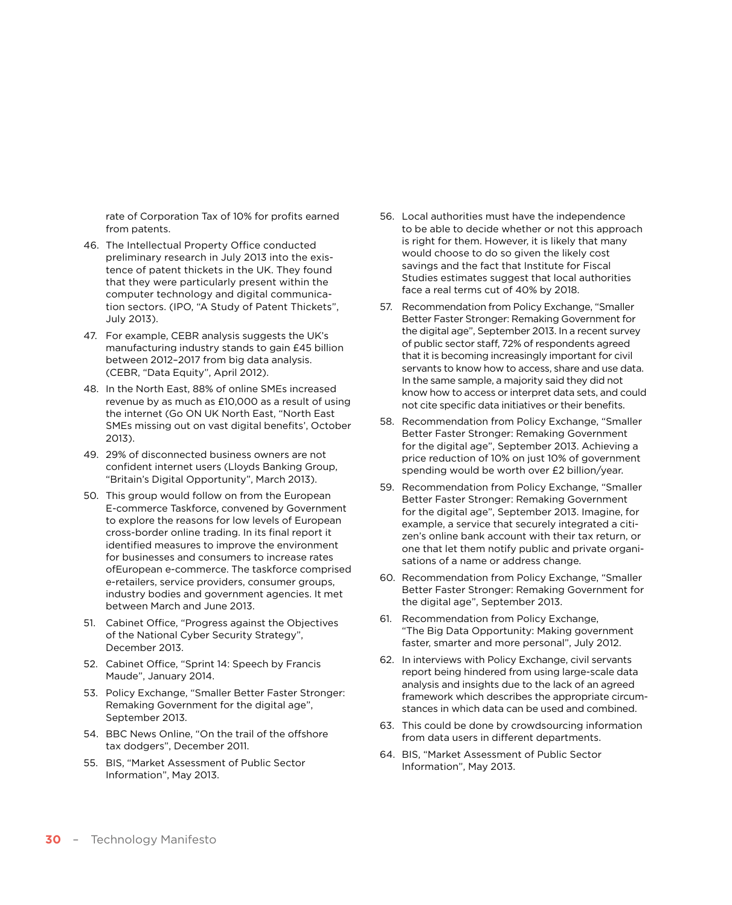rate of Corporation Tax of 10% for profits earned from patents.

46. The Intellectual Property Office conducted preliminary research in July 2013 into the existence of patent thickets in the UK. They found that they were particularly present within the computer technology and digital communication sectors. (IPO, "A Study of Patent Thickets", July 2013).
47. For example, CEBR analysis suggests the UK's manufacturing industry stands to gain £45 billion between 2012–2017 from big data analysis. (CEBR, "Data Equity", April 2012).
48. In the North East, 88% of online SMEs increased revenue by as much as £10,000 as a result of using the internet (Go ON UK North East, "North East SMEs missing out on vast digital benefits', October 2013).
49. 29% of disconnected business owners are not confident internet users (Lloyds Banking Group, "Britain's Digital Opportunity", March 2013).
50. This group would follow on from the European E-commerce Taskforce, convened by Government to explore the reasons for low levels of European cross-border online trading. In its final report it identified measures to improve the environment for businesses and consumers to increase rates ofEuropean e-commerce. The taskforce comprised e-retailers, service providers, consumer groups, industry bodies and government agencies. It met between March and June 2013.
51. Cabinet Office, "Progress against the Objectives of the National Cyber Security Strategy", December 2013.
52. Cabinet Office, "Sprint 14: Speech by Francis Maude", January 2014.
53. Policy Exchange, "Smaller Better Faster Stronger: Remaking Government for the digital age", September 2013.
54. BBC News Online, "On the trail of the offshore tax dodgers", December 2011.
55. BIS, "Market Assessment of Public Sector Information", May 2013.
56. Local authorities must have the independence to be able to decide whether or not this approach is right for them. However, it is likely that many would choose to do so given the likely cost savings and the fact that Institute for Fiscal Studies estimates suggest that local authorities face a real terms cut of 40% by 2018.
57. Recommendation from Policy Exchange, "Smaller Better Faster Stronger: Remaking Government for the digital age", September 2013. In a recent survey of public sector staff, 72% of respondents agreed that it is becoming increasingly important for civil servants to know how to access, share and use data. In the same sample, a majority said they did not know how to access or interpret data sets, and could not cite specific data initiatives or their benefits.
58. Recommendation from Policy Exchange, "Smaller Better Faster Stronger: Remaking Government for the digital age", September 2013. Achieving a price reduction of 10% on just 10% of government spending would be worth over £2 billion/year.
59. Recommendation from Policy Exchange, "Smaller Better Faster Stronger: Remaking Government for the digital age", September 2013. Imagine, for example, a service that securely integrated a citizen's online bank account with their tax return, or one that let them notify public and private organisations of a name or address change.
60. Recommendation from Policy Exchange, "Smaller Better Faster Stronger: Remaking Government for the digital age", September 2013.
61. Recommendation from Policy Exchange, "The Big Data Opportunity: Making government faster, smarter and more personal", July 2012.
62. In interviews with Policy Exchange, civil servants report being hindered from using large-scale data analysis and insights due to the lack of an agreed framework which describes the appropriate circumstances in which data can be used and combined.
63. This could be done by crowdsourcing information from data users in different departments.
64. BIS, "Market Assessment of Public Sector Information", May 2013.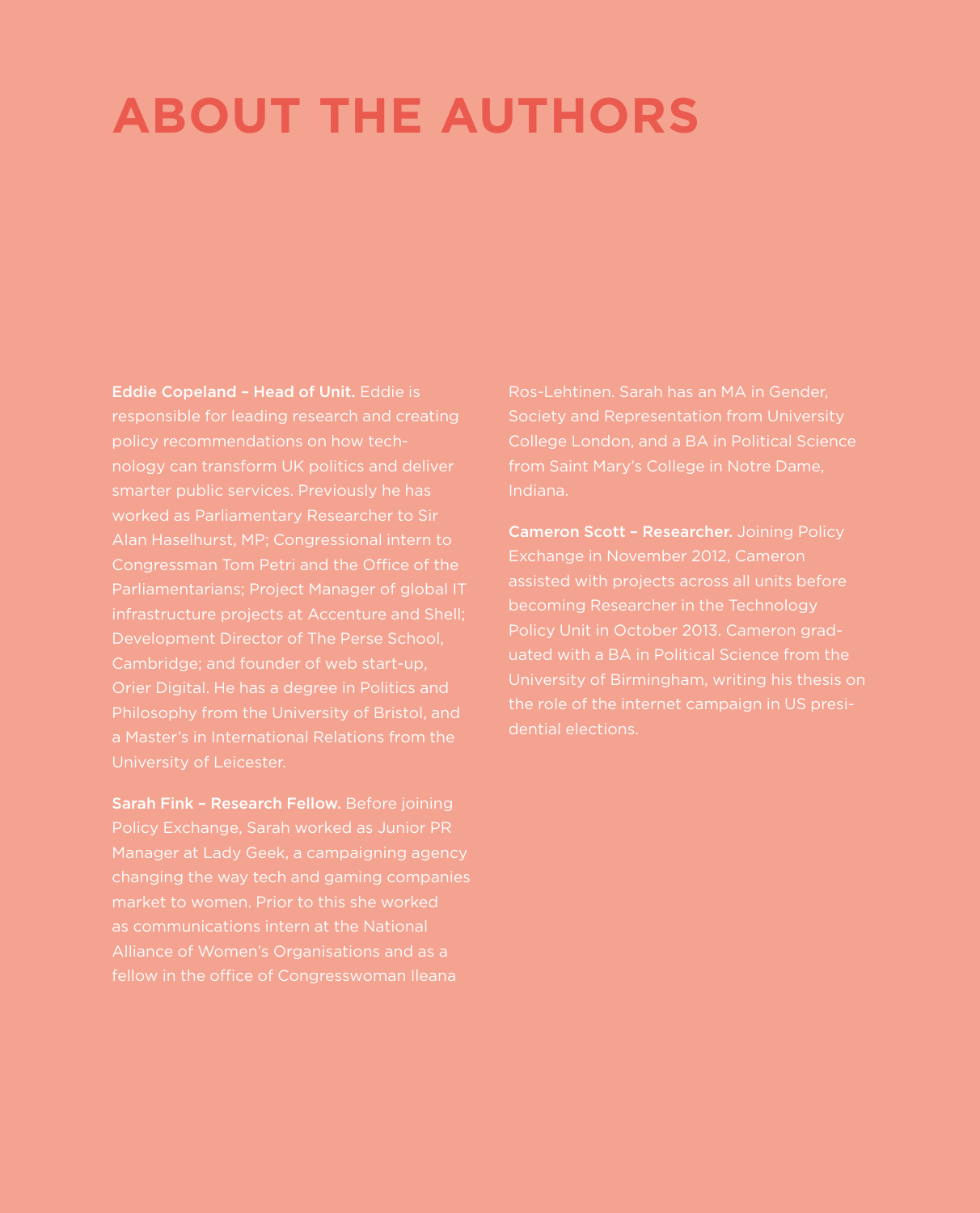# ABOUT THE AUTHORS

**Eddie Copeland – Head of Unit.** Eddie is responsible for leading research and creating policy recommendations on how technology can transform UK politics and deliver smarter public services. Previously he has worked as Parliamentary Researcher to Sir Alan Haselhurst, MP; Congressional intern to Congressman Tom Petri and the Office of the Parliamentarians; Project Manager of global IT infrastructure projects at Accenture and Shell; Development Director of The Perse School, Cambridge; and founder of web start-up, Orier Digital. He has a degree in Politics and Philosophy from the University of Bristol, and a Master's in International Relations from the University of Leicester.

**Sarah Fink – Research Fellow.** Before joining Policy Exchange, Sarah worked as Junior PR Manager at Lady Geek, a campaigning agency changing the way tech and gaming companies market to women. Prior to this she worked as communications intern at the National Alliance of Women's Organisations and as a fellow in the office of Congresswoman Ileana Ros-Lehtinen. Sarah has an MA in Gender, Society and Representation from University College London, and a BA in Political Science from Saint Mary's College in Notre Dame, Indiana.

**Cameron Scott – Researcher.** Joining Policy Exchange in November 2012, Cameron assisted with projects across all units before becoming Researcher in the Technology Policy Unit in October 2013. Cameron graduated with a BA in Political Science from the University of Birmingham, writing his thesis on the role of the internet campaign in US presidential elections.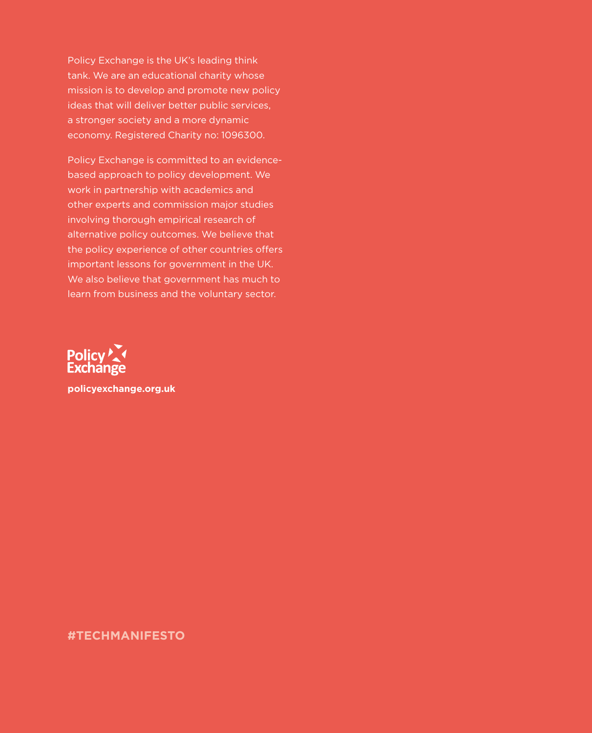Policy Exchange is the UK's leading think tank. We are an educational charity whose mission is to develop and promote new policy ideas that will deliver better public services, a stronger society and a more dynamic economy. Registered Charity no: 1096300.

Policy Exchange is committed to an evidence-based approach to policy development. We work in partnership with academics and other experts and commission major studies involving thorough empirical research of alternative policy outcomes. We believe that the policy experience of other countries offers important lessons for government in the UK. We also believe that government has much to learn from business and the voluntary sector.

Policy Exchange

**policyexchange.org.uk**

**#TECHMANIFESTO**